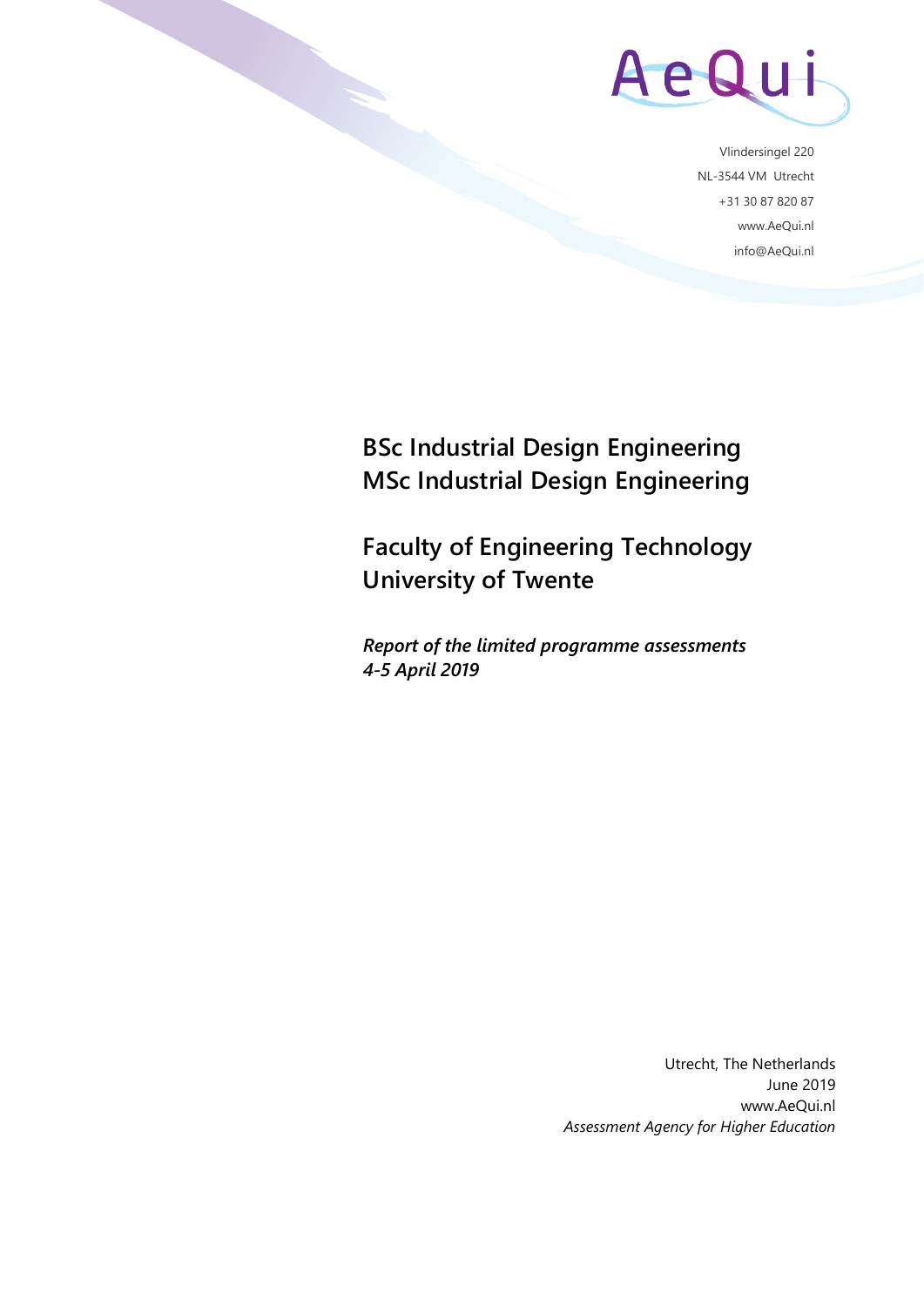AeQui

Vlindersingel 220
NL-3544 VM Utrecht
+31 30 87 820 87
www.AeQui.nl
info@AeQui.nl

# BSc Industrial Design Engineering
# MSc Industrial Design Engineering

## Faculty of Engineering Technology
## University of Twente

***Report of the limited programme assessments***
***4-5 April 2019***

Utrecht, The Netherlands
June 2019
www.AeQui.nl
*Assessment Agency for Higher Education*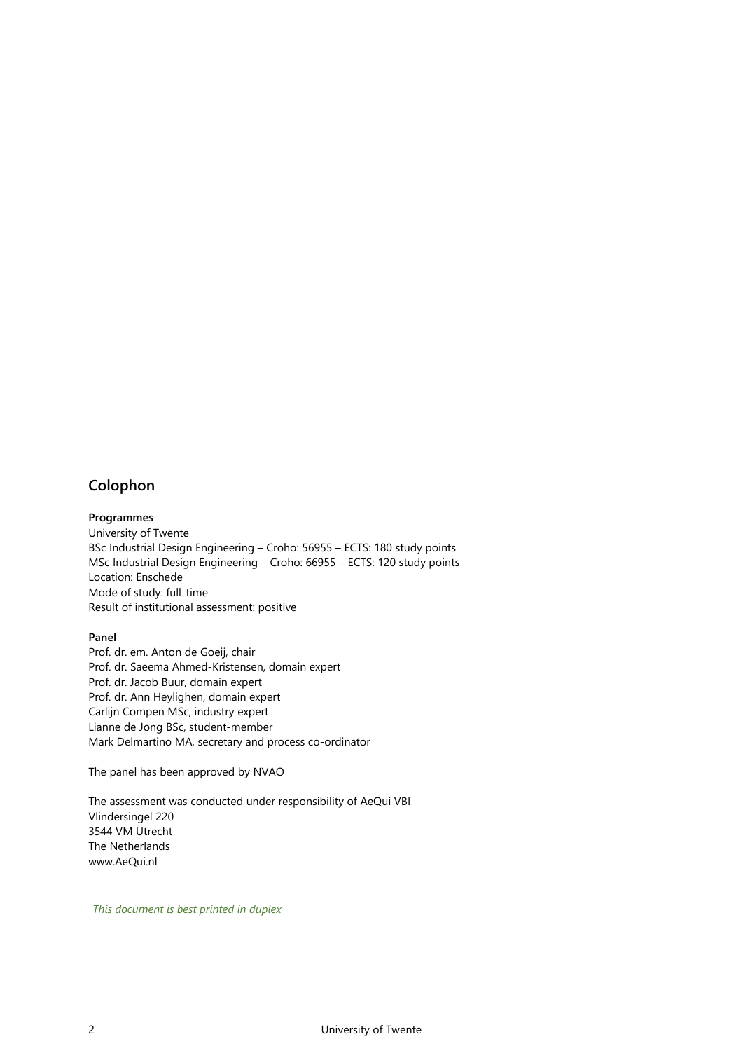## Colophon

**Programmes**

University of Twente
BSc Industrial Design Engineering – Croho: 56955 – ECTS: 180 study points
MSc Industrial Design Engineering – Croho: 66955 – ECTS: 120 study points
Location: Enschede
Mode of study: full-time
Result of institutional assessment: positive

**Panel**

Prof. dr. em. Anton de Goeij, chair
Prof. dr. Saeema Ahmed-Kristensen, domain expert
Prof. dr. Jacob Buur, domain expert
Prof. dr. Ann Heylighen, domain expert
Carlijn Compen MSc, industry expert
Lianne de Jong BSc, student-member
Mark Delmartino MA, secretary and process co-ordinator

The panel has been approved by NVAO

The assessment was conducted under responsibility of AeQui VBI
Vlindersingel 220
3544 VM Utrecht
The Netherlands
www.AeQui.nl

*This document is best printed in duplex*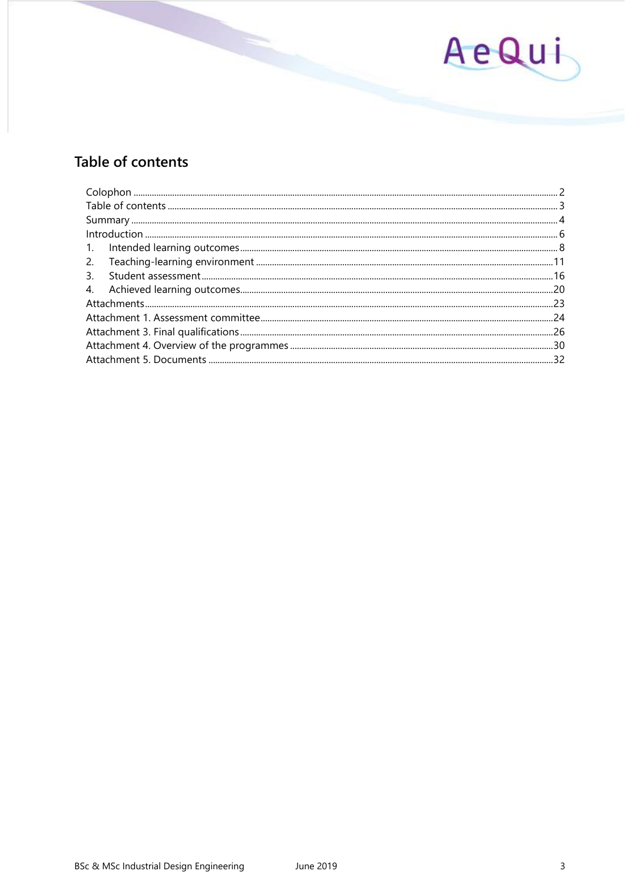## Table of contents

Colophon ..... 2
Table of contents ..... 3
Summary ..... 4
Introduction ..... 6
1. Intended learning outcomes ..... 8
2. Teaching-learning environment ..... 11
3. Student assessment ..... 16
4. Achieved learning outcomes ..... 20
Attachments ..... 23
Attachment 1. Assessment committee ..... 24
Attachment 3. Final qualifications ..... 26
Attachment 4. Overview of the programmes ..... 30
Attachment 5. Documents ..... 32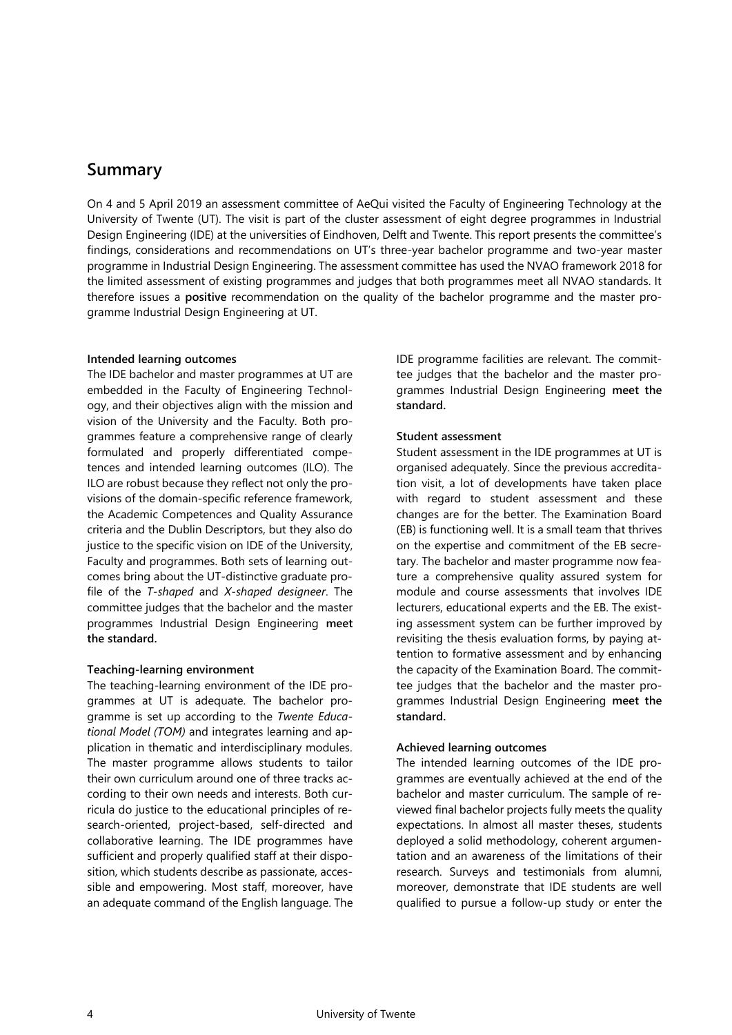## Summary

On 4 and 5 April 2019 an assessment committee of AeQui visited the Faculty of Engineering Technology at the University of Twente (UT). The visit is part of the cluster assessment of eight degree programmes in Industrial Design Engineering (IDE) at the universities of Eindhoven, Delft and Twente. This report presents the committee's findings, considerations and recommendations on UT's three-year bachelor programme and two-year master programme in Industrial Design Engineering. The assessment committee has used the NVAO framework 2018 for the limited assessment of existing programmes and judges that both programmes meet all NVAO standards. It therefore issues a **positive** recommendation on the quality of the bachelor programme and the master programme Industrial Design Engineering at UT.

**Intended learning outcomes**

The IDE bachelor and master programmes at UT are embedded in the Faculty of Engineering Technology, and their objectives align with the mission and vision of the University and the Faculty. Both programmes feature a comprehensive range of clearly formulated and properly differentiated competences and intended learning outcomes (ILO). The ILO are robust because they reflect not only the provisions of the domain-specific reference framework, the Academic Competences and Quality Assurance criteria and the Dublin Descriptors, but they also do justice to the specific vision on IDE of the University, Faculty and programmes. Both sets of learning outcomes bring about the UT-distinctive graduate profile of the *T-shaped* and *X-shaped designeer*. The committee judges that the bachelor and the master programmes Industrial Design Engineering **meet the standard.**

**Teaching-learning environment**

The teaching-learning environment of the IDE programmes at UT is adequate. The bachelor programme is set up according to the *Twente Educational Model (TOM)* and integrates learning and application in thematic and interdisciplinary modules. The master programme allows students to tailor their own curriculum around one of three tracks according to their own needs and interests. Both curricula do justice to the educational principles of research-oriented, project-based, self-directed and collaborative learning. The IDE programmes have sufficient and properly qualified staff at their disposition, which students describe as passionate, accessible and empowering. Most staff, moreover, have an adequate command of the English language. The IDE programme facilities are relevant. The committee judges that the bachelor and the master programmes Industrial Design Engineering **meet the standard.**

**Student assessment**

Student assessment in the IDE programmes at UT is organised adequately. Since the previous accreditation visit, a lot of developments have taken place with regard to student assessment and these changes are for the better. The Examination Board (EB) is functioning well. It is a small team that thrives on the expertise and commitment of the EB secretary. The bachelor and master programme now feature a comprehensive quality assured system for module and course assessments that involves IDE lecturers, educational experts and the EB. The existing assessment system can be further improved by revisiting the thesis evaluation forms, by paying attention to formative assessment and by enhancing the capacity of the Examination Board. The committee judges that the bachelor and the master programmes Industrial Design Engineering **meet the standard.**

**Achieved learning outcomes**

The intended learning outcomes of the IDE programmes are eventually achieved at the end of the bachelor and master curriculum. The sample of reviewed final bachelor projects fully meets the quality expectations. In almost all master theses, students deployed a solid methodology, coherent argumentation and an awareness of the limitations of their research. Surveys and testimonials from alumni, moreover, demonstrate that IDE students are well qualified to pursue a follow-up study or enter the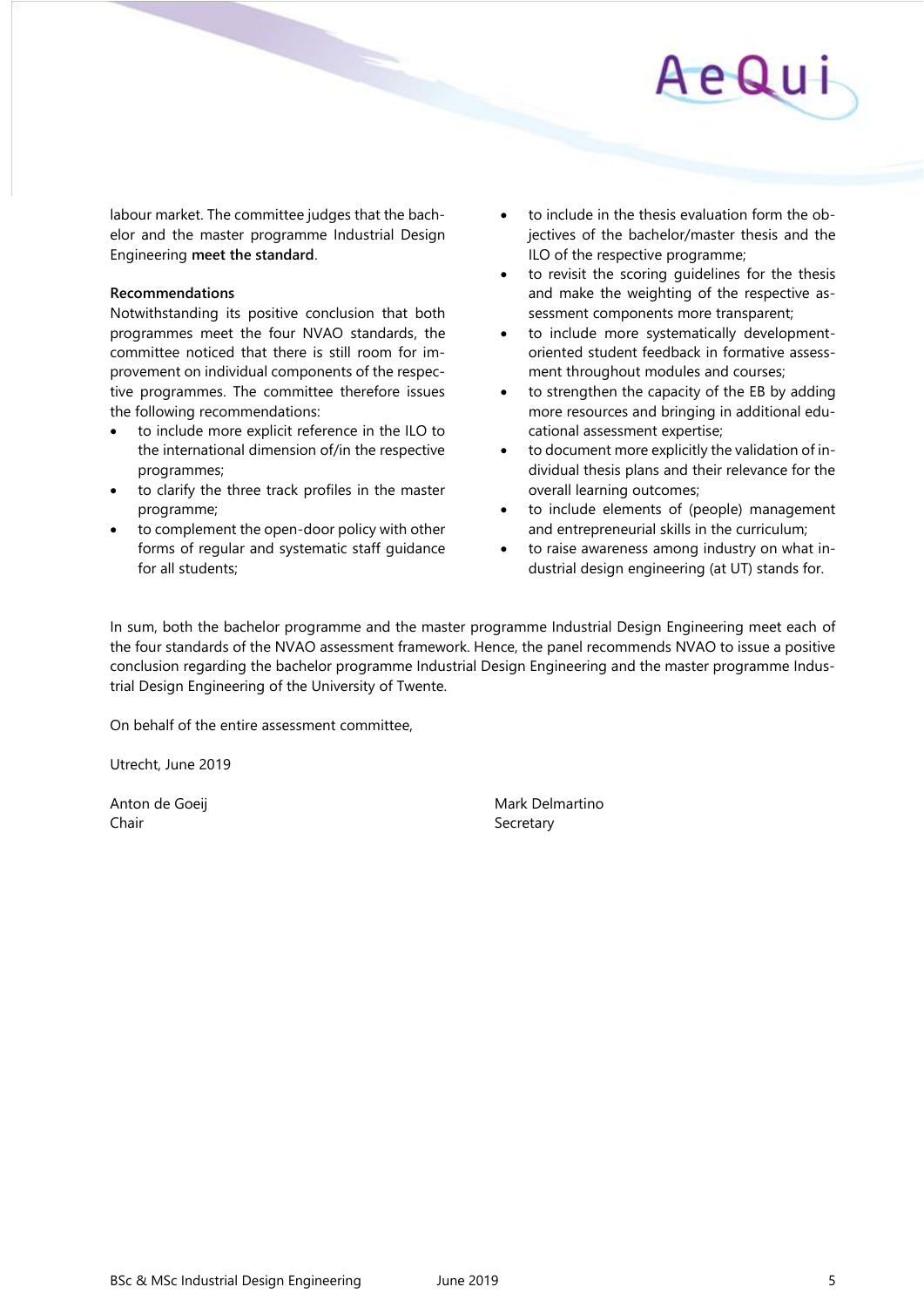labour market. The committee judges that the bachelor and the master programme Industrial Design Engineering **meet the standard**.

**Recommendations**

Notwithstanding its positive conclusion that both programmes meet the four NVAO standards, the committee noticed that there is still room for improvement on individual components of the respective programmes. The committee therefore issues the following recommendations:

- to include more explicit reference in the ILO to the international dimension of/in the respective programmes;
- to clarify the three track profiles in the master programme;
- to complement the open-door policy with other forms of regular and systematic staff guidance for all students;
- to include in the thesis evaluation form the objectives of the bachelor/master thesis and the ILO of the respective programme;
- to revisit the scoring guidelines for the thesis and make the weighting of the respective assessment components more transparent;
- to include more systematically development-oriented student feedback in formative assessment throughout modules and courses;
- to strengthen the capacity of the EB by adding more resources and bringing in additional educational assessment expertise;
- to document more explicitly the validation of individual thesis plans and their relevance for the overall learning outcomes;
- to include elements of (people) management and entrepreneurial skills in the curriculum;
- to raise awareness among industry on what industrial design engineering (at UT) stands for.

In sum, both the bachelor programme and the master programme Industrial Design Engineering meet each of the four standards of the NVAO assessment framework. Hence, the panel recommends NVAO to issue a positive conclusion regarding the bachelor programme Industrial Design Engineering and the master programme Industrial Design Engineering of the University of Twente.

On behalf of the entire assessment committee,

Utrecht, June 2019

Anton de Goeij
Chair

Mark Delmartino
Secretary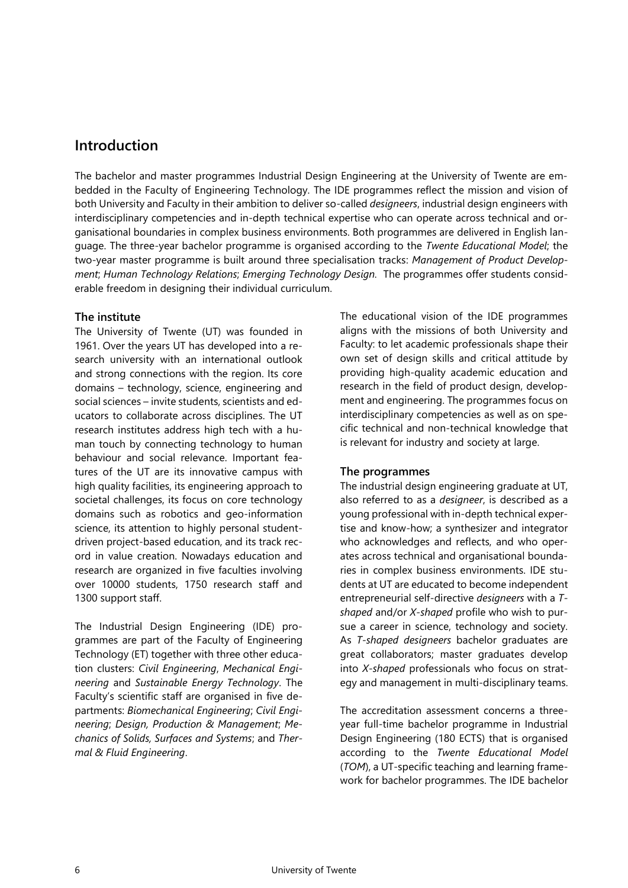## Introduction

The bachelor and master programmes Industrial Design Engineering at the University of Twente are embedded in the Faculty of Engineering Technology. The IDE programmes reflect the mission and vision of both University and Faculty in their ambition to deliver so-called *designeers*, industrial design engineers with interdisciplinary competencies and in-depth technical expertise who can operate across technical and organisational boundaries in complex business environments. Both programmes are delivered in English language. The three-year bachelor programme is organised according to the *Twente Educational Model*; the two-year master programme is built around three specialisation tracks: *Management of Product Development*; *Human Technology Relations*; *Emerging Technology Design.* The programmes offer students considerable freedom in designing their individual curriculum.

### The institute

The University of Twente (UT) was founded in 1961. Over the years UT has developed into a research university with an international outlook and strong connections with the region. Its core domains – technology, science, engineering and social sciences – invite students, scientists and educators to collaborate across disciplines. The UT research institutes address high tech with a human touch by connecting technology to human behaviour and social relevance. Important features of the UT are its innovative campus with high quality facilities, its engineering approach to societal challenges, its focus on core technology domains such as robotics and geo-information science, its attention to highly personal student-driven project-based education, and its track record in value creation. Nowadays education and research are organized in five faculties involving over 10000 students, 1750 research staff and 1300 support staff.

The Industrial Design Engineering (IDE) programmes are part of the Faculty of Engineering Technology (ET) together with three other education clusters: *Civil Engineering*, *Mechanical Engineering* and *Sustainable Energy Technology*. The Faculty's scientific staff are organised in five departments: *Biomechanical Engineering*; *Civil Engineering*; *Design, Production & Management*; *Mechanics of Solids, Surfaces and Systems*; and *Thermal & Fluid Engineering*.

The educational vision of the IDE programmes aligns with the missions of both University and Faculty: to let academic professionals shape their own set of design skills and critical attitude by providing high-quality academic education and research in the field of product design, development and engineering. The programmes focus on interdisciplinary competencies as well as on specific technical and non-technical knowledge that is relevant for industry and society at large.

### The programmes

The industrial design engineering graduate at UT, also referred to as a *designeer*, is described as a young professional with in-depth technical expertise and know-how; a synthesizer and integrator who acknowledges and reflects, and who operates across technical and organisational boundaries in complex business environments. IDE students at UT are educated to become independent entrepreneurial self-directive *designeers* with a *T-shaped* and/or *X-shaped* profile who wish to pursue a career in science, technology and society. As *T-shaped designeers* bachelor graduates are great collaborators; master graduates develop into *X-shaped* professionals who focus on strategy and management in multi-disciplinary teams.

The accreditation assessment concerns a three-year full-time bachelor programme in Industrial Design Engineering (180 ECTS) that is organised according to the *Twente Educational Model* (*TOM*), a UT-specific teaching and learning framework for bachelor programmes. The IDE bachelor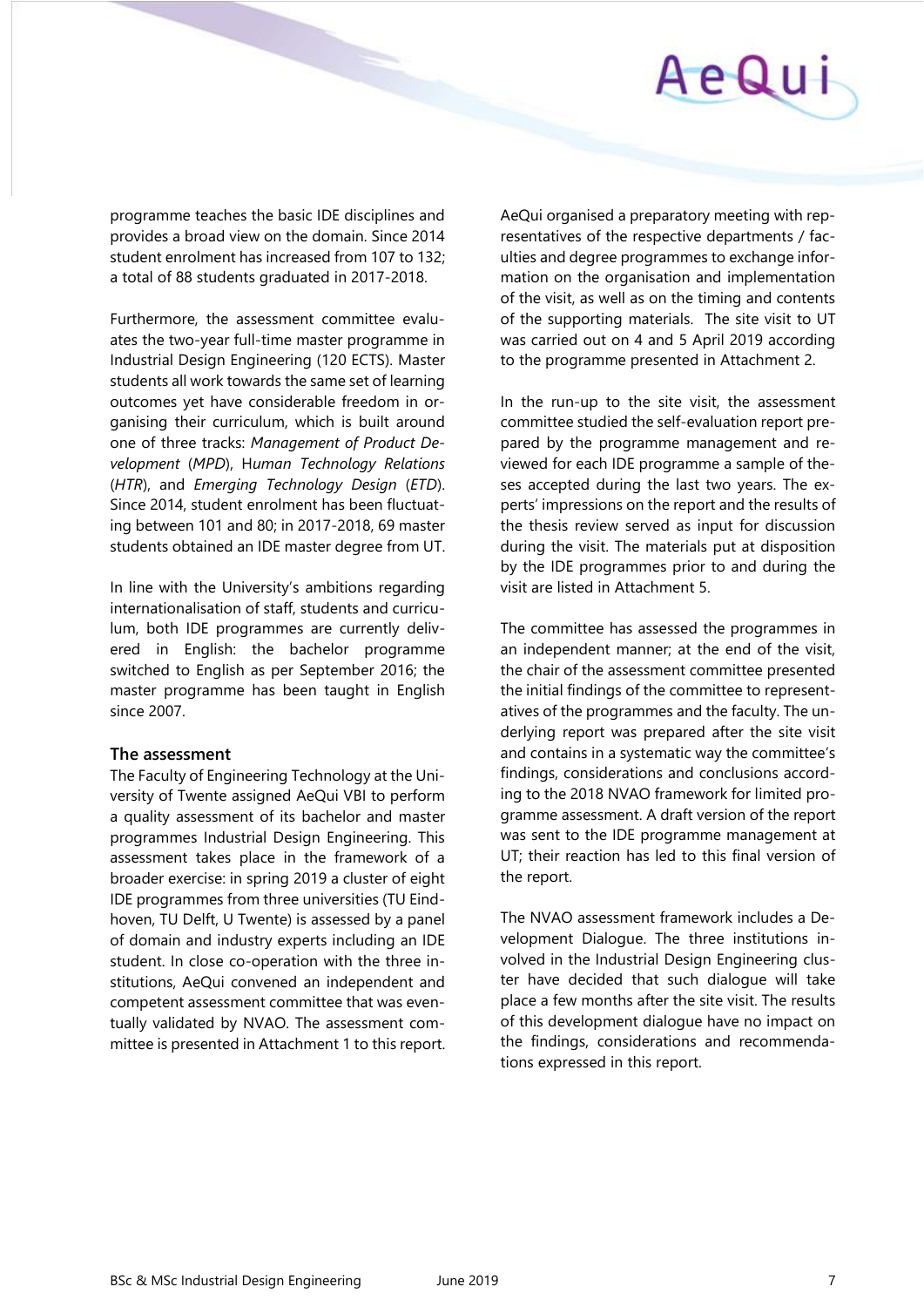programme teaches the basic IDE disciplines and provides a broad view on the domain. Since 2014 student enrolment has increased from 107 to 132; a total of 88 students graduated in 2017-2018.

Furthermore, the assessment committee evaluates the two-year full-time master programme in Industrial Design Engineering (120 ECTS). Master students all work towards the same set of learning outcomes yet have considerable freedom in organising their curriculum, which is built around one of three tracks: *Management of Product Development* (*MPD*), H*uman Technology Relations* (*HTR*), and *Emerging Technology Design* (*ETD*). Since 2014, student enrolment has been fluctuating between 101 and 80; in 2017-2018, 69 master students obtained an IDE master degree from UT.

In line with the University's ambitions regarding internationalisation of staff, students and curriculum, both IDE programmes are currently delivered in English: the bachelor programme switched to English as per September 2016; the master programme has been taught in English since 2007.

### The assessment

The Faculty of Engineering Technology at the University of Twente assigned AeQui VBI to perform a quality assessment of its bachelor and master programmes Industrial Design Engineering. This assessment takes place in the framework of a broader exercise: in spring 2019 a cluster of eight IDE programmes from three universities (TU Eindhoven, TU Delft, U Twente) is assessed by a panel of domain and industry experts including an IDE student. In close co-operation with the three institutions, AeQui convened an independent and competent assessment committee that was eventually validated by NVAO. The assessment committee is presented in Attachment 1 to this report.

AeQui organised a preparatory meeting with representatives of the respective departments / faculties and degree programmes to exchange information on the organisation and implementation of the visit, as well as on the timing and contents of the supporting materials. The site visit to UT was carried out on 4 and 5 April 2019 according to the programme presented in Attachment 2.

In the run-up to the site visit, the assessment committee studied the self-evaluation report prepared by the programme management and reviewed for each IDE programme a sample of theses accepted during the last two years. The experts' impressions on the report and the results of the thesis review served as input for discussion during the visit. The materials put at disposition by the IDE programmes prior to and during the visit are listed in Attachment 5.

The committee has assessed the programmes in an independent manner; at the end of the visit, the chair of the assessment committee presented the initial findings of the committee to representatives of the programmes and the faculty. The underlying report was prepared after the site visit and contains in a systematic way the committee's findings, considerations and conclusions according to the 2018 NVAO framework for limited programme assessment. A draft version of the report was sent to the IDE programme management at UT; their reaction has led to this final version of the report.

The NVAO assessment framework includes a Development Dialogue. The three institutions involved in the Industrial Design Engineering cluster have decided that such dialogue will take place a few months after the site visit. The results of this development dialogue have no impact on the findings, considerations and recommendations expressed in this report.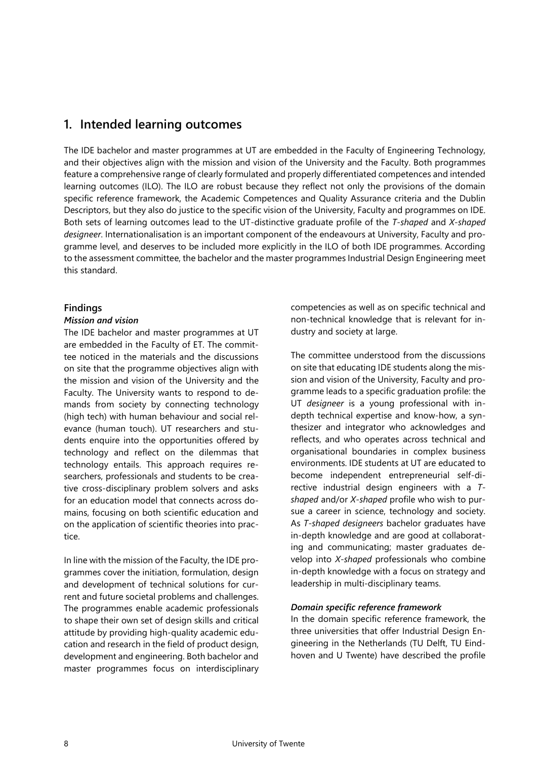## 1. Intended learning outcomes

The IDE bachelor and master programmes at UT are embedded in the Faculty of Engineering Technology, and their objectives align with the mission and vision of the University and the Faculty. Both programmes feature a comprehensive range of clearly formulated and properly differentiated competences and intended learning outcomes (ILO). The ILO are robust because they reflect not only the provisions of the domain specific reference framework, the Academic Competences and Quality Assurance criteria and the Dublin Descriptors, but they also do justice to the specific vision of the University, Faculty and programmes on IDE. Both sets of learning outcomes lead to the UT-distinctive graduate profile of the *T-shaped* and *X-shaped designeer*. Internationalisation is an important component of the endeavours at University, Faculty and programme level, and deserves to be included more explicitly in the ILO of both IDE programmes. According to the assessment committee, the bachelor and the master programmes Industrial Design Engineering meet this standard.

### Findings

#### *Mission and vision*

The IDE bachelor and master programmes at UT are embedded in the Faculty of ET. The committee noticed in the materials and the discussions on site that the programme objectives align with the mission and vision of the University and the Faculty. The University wants to respond to demands from society by connecting technology (high tech) with human behaviour and social relevance (human touch). UT researchers and students enquire into the opportunities offered by technology and reflect on the dilemmas that technology entails. This approach requires researchers, professionals and students to be creative cross-disciplinary problem solvers and asks for an education model that connects across domains, focusing on both scientific education and on the application of scientific theories into practice.

In line with the mission of the Faculty, the IDE programmes cover the initiation, formulation, design and development of technical solutions for current and future societal problems and challenges. The programmes enable academic professionals to shape their own set of design skills and critical attitude by providing high-quality academic education and research in the field of product design, development and engineering. Both bachelor and master programmes focus on interdisciplinary competencies as well as on specific technical and non-technical knowledge that is relevant for industry and society at large.

The committee understood from the discussions on site that educating IDE students along the mission and vision of the University, Faculty and programme leads to a specific graduation profile: the UT *designeer* is a young professional with in-depth technical expertise and know-how, a synthesizer and integrator who acknowledges and reflects, and who operates across technical and organisational boundaries in complex business environments. IDE students at UT are educated to become independent entrepreneurial self-directive industrial design engineers with a *T-shaped* and/or *X-shaped* profile who wish to pursue a career in science, technology and society. As *T-shaped designeers* bachelor graduates have in-depth knowledge and are good at collaborating and communicating; master graduates develop into *X-shaped* professionals who combine in-depth knowledge with a focus on strategy and leadership in multi-disciplinary teams.

#### *Domain specific reference framework*

In the domain specific reference framework, the three universities that offer Industrial Design Engineering in the Netherlands (TU Delft, TU Eindhoven and U Twente) have described the profile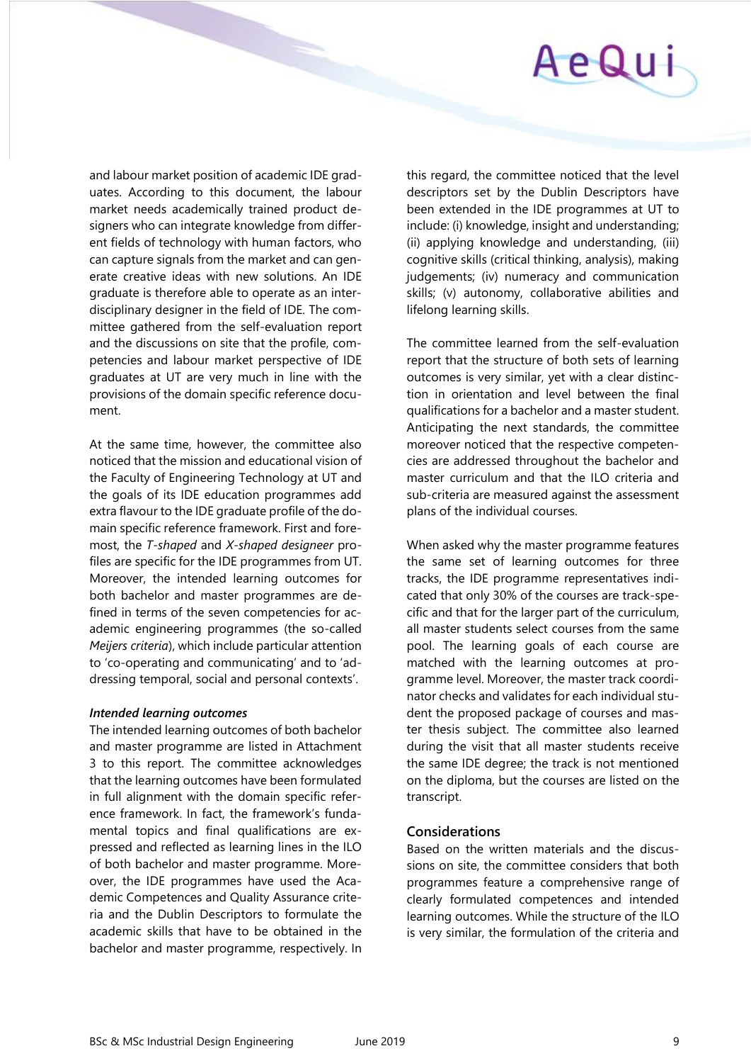and labour market position of academic IDE graduates. According to this document, the labour market needs academically trained product designers who can integrate knowledge from different fields of technology with human factors, who can capture signals from the market and can generate creative ideas with new solutions. An IDE graduate is therefore able to operate as an interdisciplinary designer in the field of IDE. The committee gathered from the self-evaluation report and the discussions on site that the profile, competencies and labour market perspective of IDE graduates at UT are very much in line with the provisions of the domain specific reference document.

At the same time, however, the committee also noticed that the mission and educational vision of the Faculty of Engineering Technology at UT and the goals of its IDE education programmes add extra flavour to the IDE graduate profile of the domain specific reference framework. First and foremost, the *T-shaped* and *X-shaped designeer* profiles are specific for the IDE programmes from UT. Moreover, the intended learning outcomes for both bachelor and master programmes are defined in terms of the seven competencies for academic engineering programmes (the so-called *Meijers criteria*), which include particular attention to 'co-operating and communicating' and to 'addressing temporal, social and personal contexts'.

***Intended learning outcomes***

The intended learning outcomes of both bachelor and master programme are listed in Attachment 3 to this report. The committee acknowledges that the learning outcomes have been formulated in full alignment with the domain specific reference framework. In fact, the framework's fundamental topics and final qualifications are expressed and reflected as learning lines in the ILO of both bachelor and master programme. Moreover, the IDE programmes have used the Academic Competences and Quality Assurance criteria and the Dublin Descriptors to formulate the academic skills that have to be obtained in the bachelor and master programme, respectively. In this regard, the committee noticed that the level descriptors set by the Dublin Descriptors have been extended in the IDE programmes at UT to include: (i) knowledge, insight and understanding; (ii) applying knowledge and understanding, (iii) cognitive skills (critical thinking, analysis), making judgements; (iv) numeracy and communication skills; (v) autonomy, collaborative abilities and lifelong learning skills.

The committee learned from the self-evaluation report that the structure of both sets of learning outcomes is very similar, yet with a clear distinction in orientation and level between the final qualifications for a bachelor and a master student. Anticipating the next standards, the committee moreover noticed that the respective competencies are addressed throughout the bachelor and master curriculum and that the ILO criteria and sub-criteria are measured against the assessment plans of the individual courses.

When asked why the master programme features the same set of learning outcomes for three tracks, the IDE programme representatives indicated that only 30% of the courses are track-specific and that for the larger part of the curriculum, all master students select courses from the same pool. The learning goals of each course are matched with the learning outcomes at programme level. Moreover, the master track coordinator checks and validates for each individual student the proposed package of courses and master thesis subject. The committee also learned during the visit that all master students receive the same IDE degree; the track is not mentioned on the diploma, but the courses are listed on the transcript.

### Considerations

Based on the written materials and the discussions on site, the committee considers that both programmes feature a comprehensive range of clearly formulated competences and intended learning outcomes. While the structure of the ILO is very similar, the formulation of the criteria and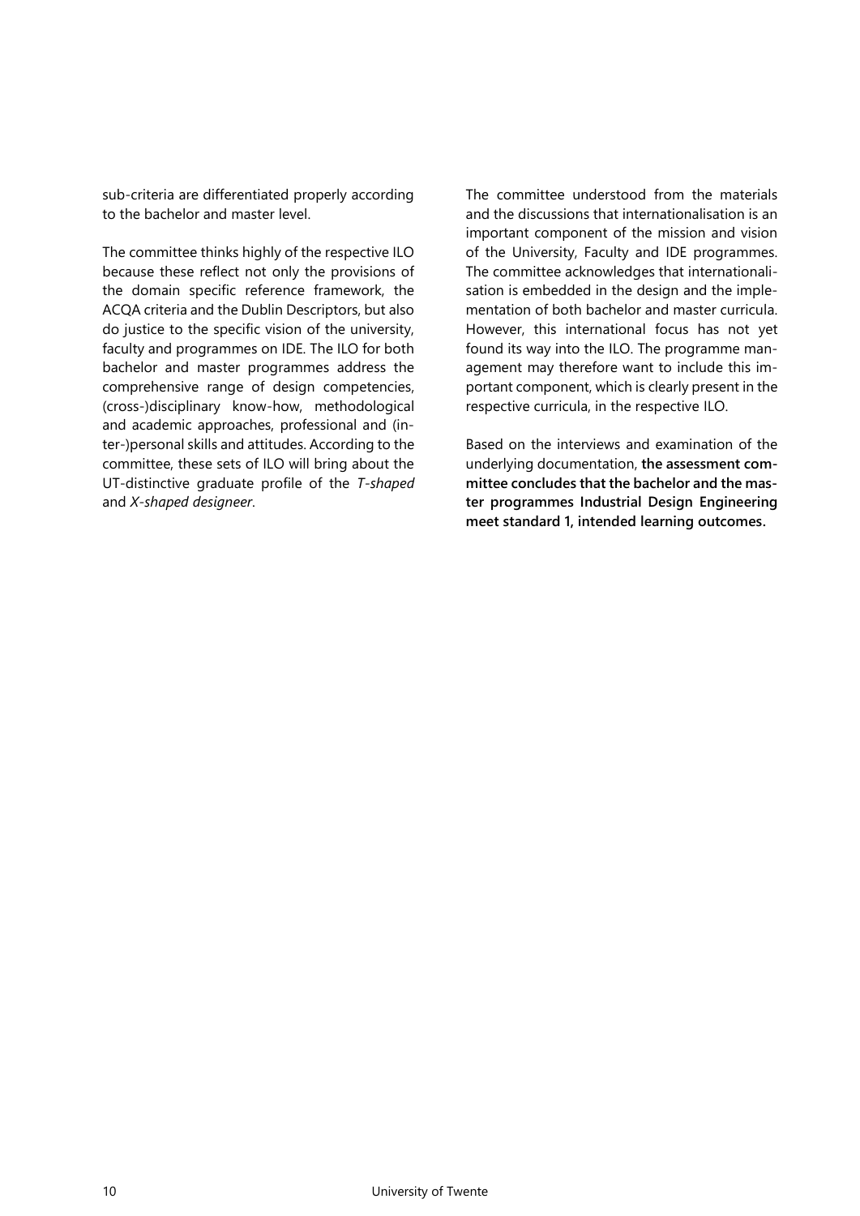sub-criteria are differentiated properly according to the bachelor and master level.

The committee thinks highly of the respective ILO because these reflect not only the provisions of the domain specific reference framework, the ACQA criteria and the Dublin Descriptors, but also do justice to the specific vision of the university, faculty and programmes on IDE. The ILO for both bachelor and master programmes address the comprehensive range of design competencies, (cross-)disciplinary know-how, methodological and academic approaches, professional and (inter-)personal skills and attitudes. According to the committee, these sets of ILO will bring about the UT-distinctive graduate profile of the *T-shaped* and *X-shaped designeer*.

The committee understood from the materials and the discussions that internationalisation is an important component of the mission and vision of the University, Faculty and IDE programmes. The committee acknowledges that internationalisation is embedded in the design and the implementation of both bachelor and master curricula. However, this international focus has not yet found its way into the ILO. The programme management may therefore want to include this important component, which is clearly present in the respective curricula, in the respective ILO.

Based on the interviews and examination of the underlying documentation, **the assessment committee concludes that the bachelor and the master programmes Industrial Design Engineering meet standard 1, intended learning outcomes.**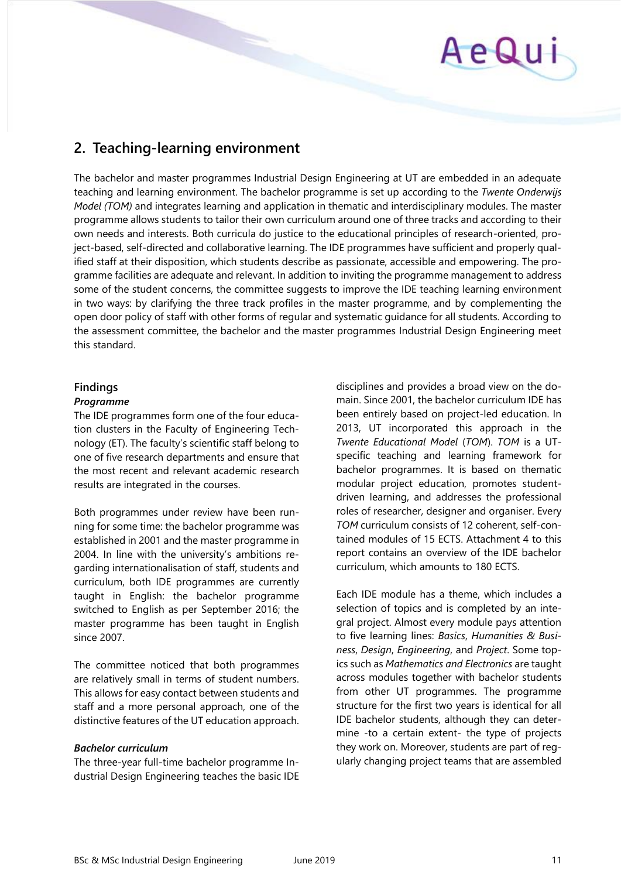## 2. Teaching-learning environment

The bachelor and master programmes Industrial Design Engineering at UT are embedded in an adequate teaching and learning environment. The bachelor programme is set up according to the *Twente Onderwijs Model (TOM)* and integrates learning and application in thematic and interdisciplinary modules. The master programme allows students to tailor their own curriculum around one of three tracks and according to their own needs and interests. Both curricula do justice to the educational principles of research-oriented, project-based, self-directed and collaborative learning. The IDE programmes have sufficient and properly qualified staff at their disposition, which students describe as passionate, accessible and empowering. The programme facilities are adequate and relevant. In addition to inviting the programme management to address some of the student concerns, the committee suggests to improve the IDE teaching learning environment in two ways: by clarifying the three track profiles in the master programme, and by complementing the open door policy of staff with other forms of regular and systematic guidance for all students. According to the assessment committee, the bachelor and the master programmes Industrial Design Engineering meet this standard.

### Findings

#### *Programme*

The IDE programmes form one of the four education clusters in the Faculty of Engineering Technology (ET). The faculty's scientific staff belong to one of five research departments and ensure that the most recent and relevant academic research results are integrated in the courses.

Both programmes under review have been running for some time: the bachelor programme was established in 2001 and the master programme in 2004. In line with the university's ambitions regarding internationalisation of staff, students and curriculum, both IDE programmes are currently taught in English: the bachelor programme switched to English as per September 2016; the master programme has been taught in English since 2007.

The committee noticed that both programmes are relatively small in terms of student numbers. This allows for easy contact between students and staff and a more personal approach, one of the distinctive features of the UT education approach.

#### *Bachelor curriculum*

The three-year full-time bachelor programme Industrial Design Engineering teaches the basic IDE disciplines and provides a broad view on the domain. Since 2001, the bachelor curriculum IDE has been entirely based on project-led education. In 2013, UT incorporated this approach in the *Twente Educational Model* (*TOM*). *TOM* is a UT-specific teaching and learning framework for bachelor programmes. It is based on thematic modular project education, promotes student-driven learning, and addresses the professional roles of researcher, designer and organiser. Every *TOM* curriculum consists of 12 coherent, self-contained modules of 15 ECTS. Attachment 4 to this report contains an overview of the IDE bachelor curriculum, which amounts to 180 ECTS.

Each IDE module has a theme, which includes a selection of topics and is completed by an integral project. Almost every module pays attention to five learning lines: *Basics*, *Humanities & Business*, *Design*, *Engineering*, and *Project*. Some topics such as *Mathematics and Electronics* are taught across modules together with bachelor students from other UT programmes. The programme structure for the first two years is identical for all IDE bachelor students, although they can determine -to a certain extent- the type of projects they work on. Moreover, students are part of regularly changing project teams that are assembled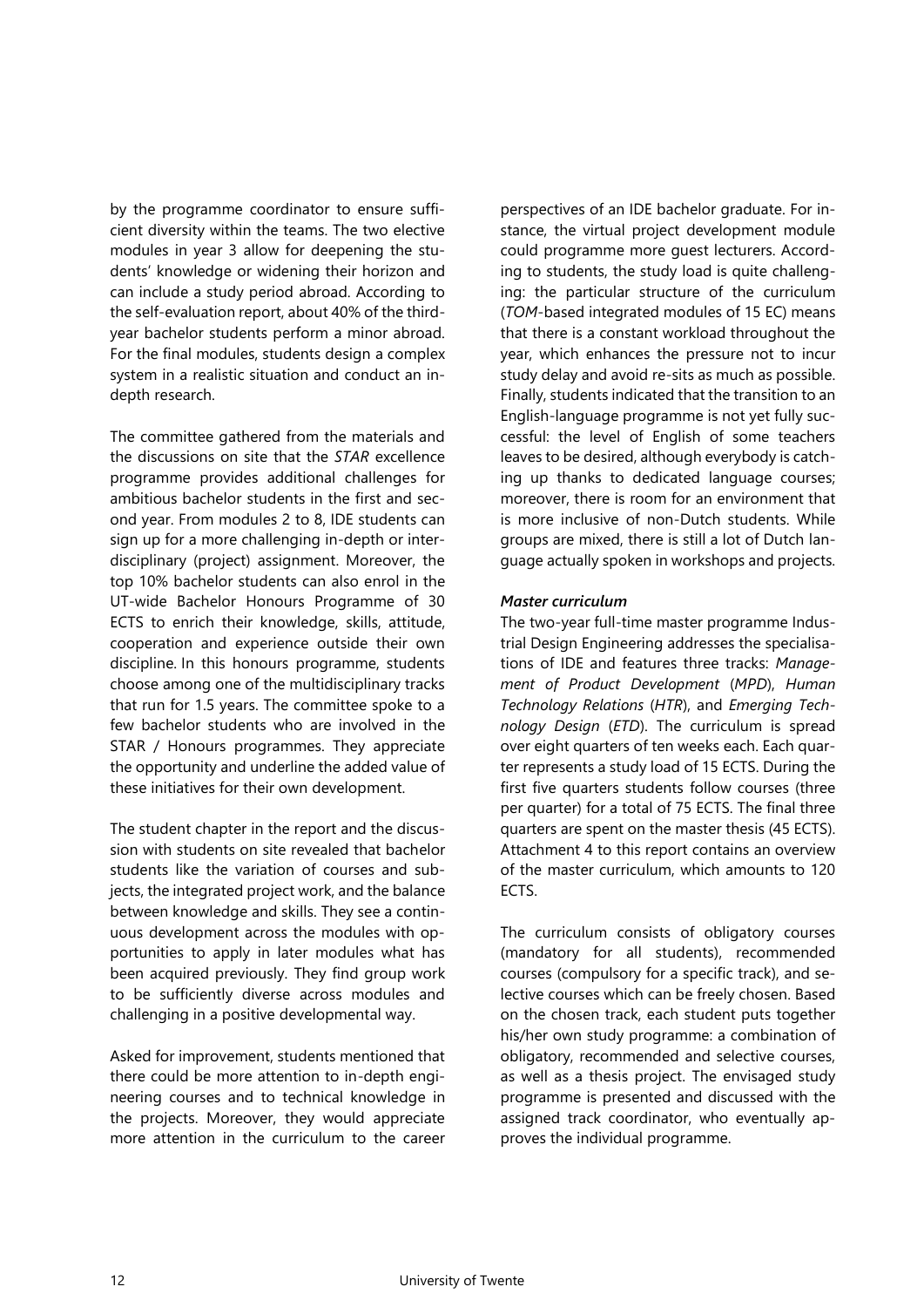by the programme coordinator to ensure sufficient diversity within the teams. The two elective modules in year 3 allow for deepening the students' knowledge or widening their horizon and can include a study period abroad. According to the self-evaluation report, about 40% of the third-year bachelor students perform a minor abroad. For the final modules, students design a complex system in a realistic situation and conduct an in-depth research.

The committee gathered from the materials and the discussions on site that the *STAR* excellence programme provides additional challenges for ambitious bachelor students in the first and second year. From modules 2 to 8, IDE students can sign up for a more challenging in-depth or interdisciplinary (project) assignment. Moreover, the top 10% bachelor students can also enrol in the UT-wide Bachelor Honours Programme of 30 ECTS to enrich their knowledge, skills, attitude, cooperation and experience outside their own discipline. In this honours programme, students choose among one of the multidisciplinary tracks that run for 1.5 years. The committee spoke to a few bachelor students who are involved in the STAR / Honours programmes. They appreciate the opportunity and underline the added value of these initiatives for their own development.

The student chapter in the report and the discussion with students on site revealed that bachelor students like the variation of courses and subjects, the integrated project work, and the balance between knowledge and skills. They see a continuous development across the modules with opportunities to apply in later modules what has been acquired previously. They find group work to be sufficiently diverse across modules and challenging in a positive developmental way.

Asked for improvement, students mentioned that there could be more attention to in-depth engineering courses and to technical knowledge in the projects. Moreover, they would appreciate more attention in the curriculum to the career perspectives of an IDE bachelor graduate. For instance, the virtual project development module could programme more guest lecturers. According to students, the study load is quite challenging: the particular structure of the curriculum (*TOM*-based integrated modules of 15 EC) means that there is a constant workload throughout the year, which enhances the pressure not to incur study delay and avoid re-sits as much as possible. Finally, students indicated that the transition to an English-language programme is not yet fully successful: the level of English of some teachers leaves to be desired, although everybody is catching up thanks to dedicated language courses; moreover, there is room for an environment that is more inclusive of non-Dutch students. While groups are mixed, there is still a lot of Dutch language actually spoken in workshops and projects.

***Master curriculum***

The two-year full-time master programme Industrial Design Engineering addresses the specialisations of IDE and features three tracks: *Management of Product Development* (*MPD*), *Human Technology Relations* (*HTR*), and *Emerging Technology Design* (*ETD*). The curriculum is spread over eight quarters of ten weeks each. Each quarter represents a study load of 15 ECTS. During the first five quarters students follow courses (three per quarter) for a total of 75 ECTS. The final three quarters are spent on the master thesis (45 ECTS). Attachment 4 to this report contains an overview of the master curriculum, which amounts to 120 ECTS.

The curriculum consists of obligatory courses (mandatory for all students), recommended courses (compulsory for a specific track), and selective courses which can be freely chosen. Based on the chosen track, each student puts together his/her own study programme: a combination of obligatory, recommended and selective courses, as well as a thesis project. The envisaged study programme is presented and discussed with the assigned track coordinator, who eventually approves the individual programme.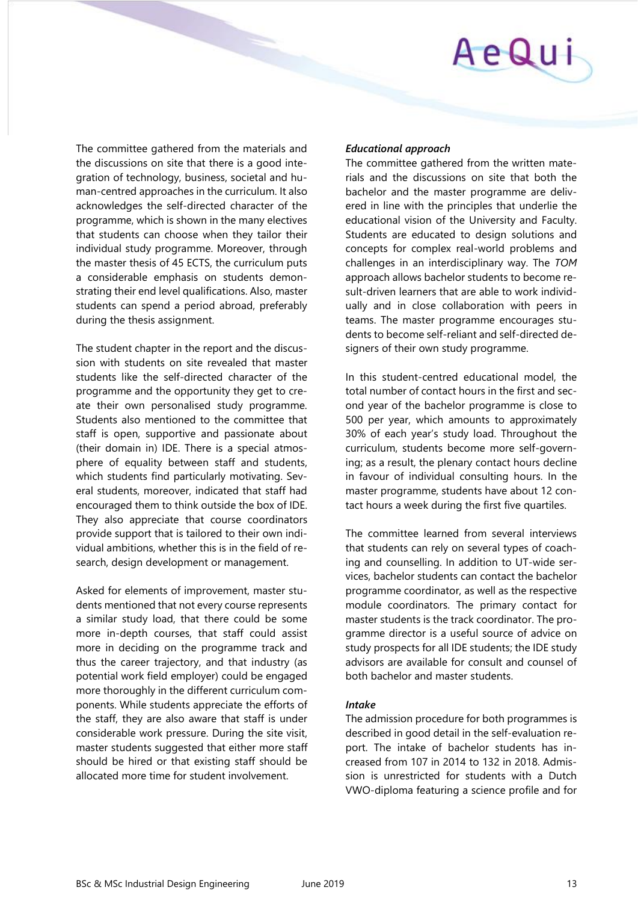The committee gathered from the materials and the discussions on site that there is a good integration of technology, business, societal and human-centred approaches in the curriculum. It also acknowledges the self-directed character of the programme, which is shown in the many electives that students can choose when they tailor their individual study programme. Moreover, through the master thesis of 45 ECTS, the curriculum puts a considerable emphasis on students demonstrating their end level qualifications. Also, master students can spend a period abroad, preferably during the thesis assignment.

The student chapter in the report and the discussion with students on site revealed that master students like the self-directed character of the programme and the opportunity they get to create their own personalised study programme. Students also mentioned to the committee that staff is open, supportive and passionate about (their domain in) IDE. There is a special atmosphere of equality between staff and students, which students find particularly motivating. Several students, moreover, indicated that staff had encouraged them to think outside the box of IDE. They also appreciate that course coordinators provide support that is tailored to their own individual ambitions, whether this is in the field of research, design development or management.

Asked for elements of improvement, master students mentioned that not every course represents a similar study load, that there could be some more in-depth courses, that staff could assist more in deciding on the programme track and thus the career trajectory, and that industry (as potential work field employer) could be engaged more thoroughly in the different curriculum components. While students appreciate the efforts of the staff, they are also aware that staff is under considerable work pressure. During the site visit, master students suggested that either more staff should be hired or that existing staff should be allocated more time for student involvement.

***Educational approach***

The committee gathered from the written materials and the discussions on site that both the bachelor and the master programme are delivered in line with the principles that underlie the educational vision of the University and Faculty. Students are educated to design solutions and concepts for complex real-world problems and challenges in an interdisciplinary way. The *TOM* approach allows bachelor students to become result-driven learners that are able to work individually and in close collaboration with peers in teams. The master programme encourages students to become self-reliant and self-directed designers of their own study programme.

In this student-centred educational model, the total number of contact hours in the first and second year of the bachelor programme is close to 500 per year, which amounts to approximately 30% of each year's study load. Throughout the curriculum, students become more self-governing; as a result, the plenary contact hours decline in favour of individual consulting hours. In the master programme, students have about 12 contact hours a week during the first five quartiles.

The committee learned from several interviews that students can rely on several types of coaching and counselling. In addition to UT-wide services, bachelor students can contact the bachelor programme coordinator, as well as the respective module coordinators. The primary contact for master students is the track coordinator. The programme director is a useful source of advice on study prospects for all IDE students; the IDE study advisors are available for consult and counsel of both bachelor and master students.

***Intake***

The admission procedure for both programmes is described in good detail in the self-evaluation report. The intake of bachelor students has increased from 107 in 2014 to 132 in 2018. Admission is unrestricted for students with a Dutch VWO-diploma featuring a science profile and for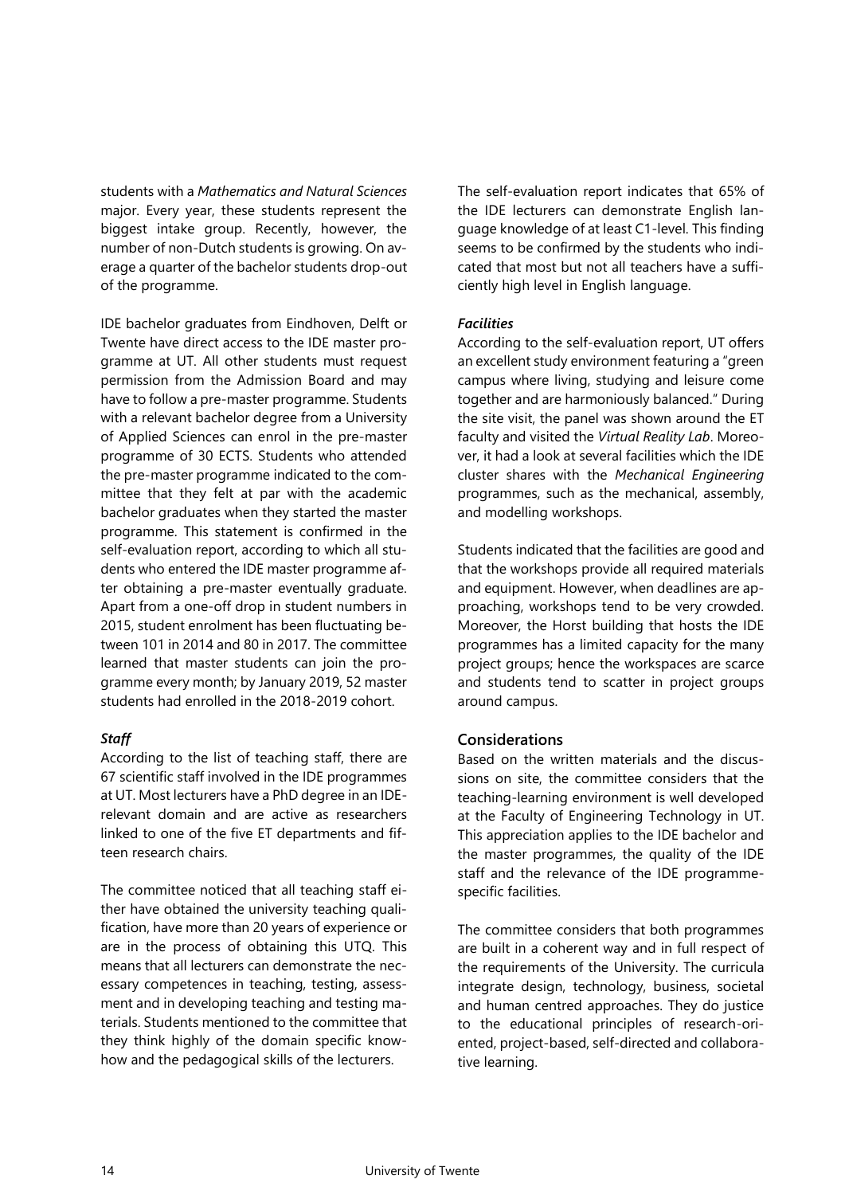students with a *Mathematics and Natural Sciences* major. Every year, these students represent the biggest intake group. Recently, however, the number of non-Dutch students is growing. On average a quarter of the bachelor students drop-out of the programme.

IDE bachelor graduates from Eindhoven, Delft or Twente have direct access to the IDE master programme at UT. All other students must request permission from the Admission Board and may have to follow a pre-master programme. Students with a relevant bachelor degree from a University of Applied Sciences can enrol in the pre-master programme of 30 ECTS. Students who attended the pre-master programme indicated to the committee that they felt at par with the academic bachelor graduates when they started the master programme. This statement is confirmed in the self-evaluation report, according to which all students who entered the IDE master programme after obtaining a pre-master eventually graduate. Apart from a one-off drop in student numbers in 2015, student enrolment has been fluctuating between 101 in 2014 and 80 in 2017. The committee learned that master students can join the programme every month; by January 2019, 52 master students had enrolled in the 2018-2019 cohort.

***Staff***

According to the list of teaching staff, there are 67 scientific staff involved in the IDE programmes at UT. Most lecturers have a PhD degree in an IDE-relevant domain and are active as researchers linked to one of the five ET departments and fifteen research chairs.

The committee noticed that all teaching staff either have obtained the university teaching qualification, have more than 20 years of experience or are in the process of obtaining this UTQ. This means that all lecturers can demonstrate the necessary competences in teaching, testing, assessment and in developing teaching and testing materials. Students mentioned to the committee that they think highly of the domain specific know-how and the pedagogical skills of the lecturers.

The self-evaluation report indicates that 65% of the IDE lecturers can demonstrate English language knowledge of at least C1-level. This finding seems to be confirmed by the students who indicated that most but not all teachers have a sufficiently high level in English language.

***Facilities***

According to the self-evaluation report, UT offers an excellent study environment featuring a "green campus where living, studying and leisure come together and are harmoniously balanced." During the site visit, the panel was shown around the ET faculty and visited the *Virtual Reality Lab*. Moreover, it had a look at several facilities which the IDE cluster shares with the *Mechanical Engineering* programmes, such as the mechanical, assembly, and modelling workshops.

Students indicated that the facilities are good and that the workshops provide all required materials and equipment. However, when deadlines are approaching, workshops tend to be very crowded. Moreover, the Horst building that hosts the IDE programmes has a limited capacity for the many project groups; hence the workspaces are scarce and students tend to scatter in project groups around campus.

## Considerations

Based on the written materials and the discussions on site, the committee considers that the teaching-learning environment is well developed at the Faculty of Engineering Technology in UT. This appreciation applies to the IDE bachelor and the master programmes, the quality of the IDE staff and the relevance of the IDE programme-specific facilities.

The committee considers that both programmes are built in a coherent way and in full respect of the requirements of the University. The curricula integrate design, technology, business, societal and human centred approaches. They do justice to the educational principles of research-oriented, project-based, self-directed and collaborative learning.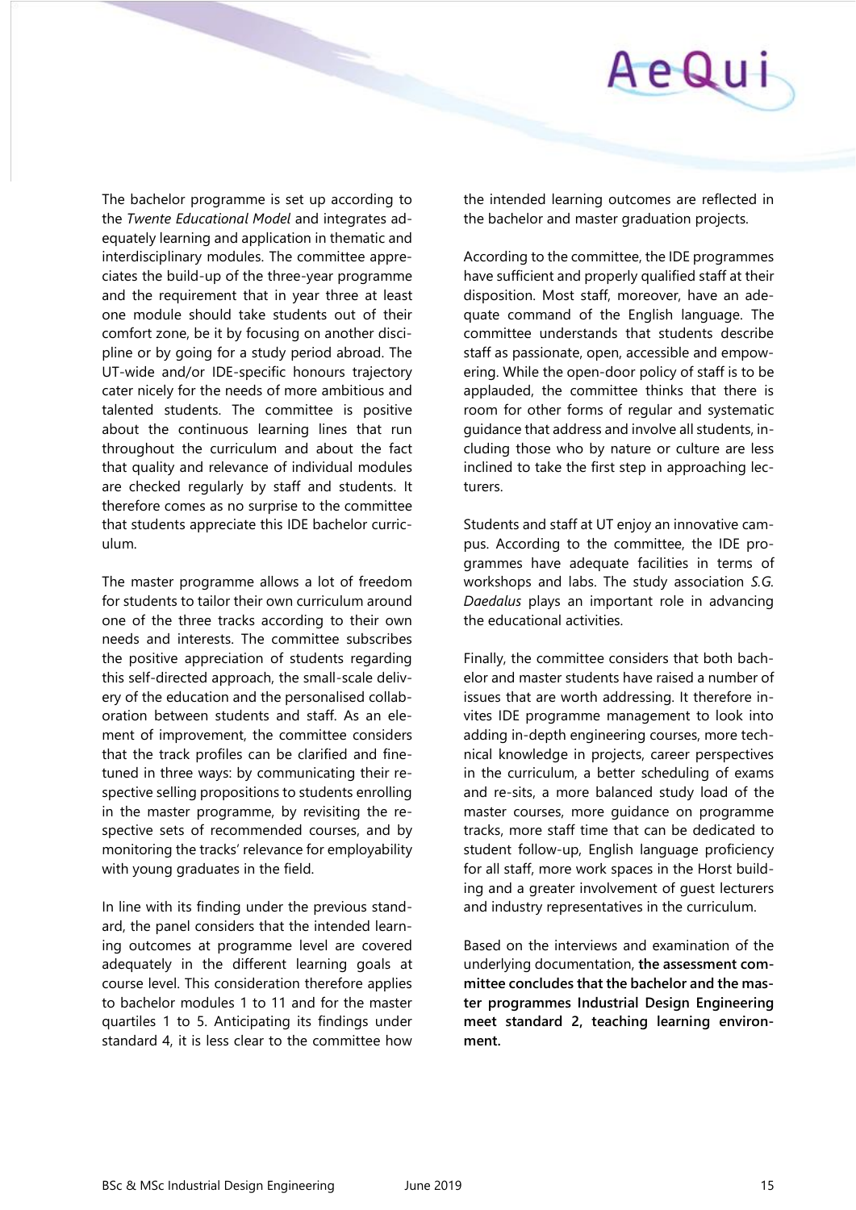The bachelor programme is set up according to the *Twente Educational Model* and integrates adequately learning and application in thematic and interdisciplinary modules. The committee appreciates the build-up of the three-year programme and the requirement that in year three at least one module should take students out of their comfort zone, be it by focusing on another discipline or by going for a study period abroad. The UT-wide and/or IDE-specific honours trajectory cater nicely for the needs of more ambitious and talented students. The committee is positive about the continuous learning lines that run throughout the curriculum and about the fact that quality and relevance of individual modules are checked regularly by staff and students. It therefore comes as no surprise to the committee that students appreciate this IDE bachelor curriculum.

The master programme allows a lot of freedom for students to tailor their own curriculum around one of the three tracks according to their own needs and interests. The committee subscribes the positive appreciation of students regarding this self-directed approach, the small-scale delivery of the education and the personalised collaboration between students and staff. As an element of improvement, the committee considers that the track profiles can be clarified and fine-tuned in three ways: by communicating their respective selling propositions to students enrolling in the master programme, by revisiting the respective sets of recommended courses, and by monitoring the tracks' relevance for employability with young graduates in the field.

In line with its finding under the previous standard, the panel considers that the intended learning outcomes at programme level are covered adequately in the different learning goals at course level. This consideration therefore applies to bachelor modules 1 to 11 and for the master quartiles 1 to 5. Anticipating its findings under standard 4, it is less clear to the committee how the intended learning outcomes are reflected in the bachelor and master graduation projects.

According to the committee, the IDE programmes have sufficient and properly qualified staff at their disposition. Most staff, moreover, have an adequate command of the English language. The committee understands that students describe staff as passionate, open, accessible and empowering. While the open-door policy of staff is to be applauded, the committee thinks that there is room for other forms of regular and systematic guidance that address and involve all students, including those who by nature or culture are less inclined to take the first step in approaching lecturers.

Students and staff at UT enjoy an innovative campus. According to the committee, the IDE programmes have adequate facilities in terms of workshops and labs. The study association *S.G. Daedalus* plays an important role in advancing the educational activities.

Finally, the committee considers that both bachelor and master students have raised a number of issues that are worth addressing. It therefore invites IDE programme management to look into adding in-depth engineering courses, more technical knowledge in projects, career perspectives in the curriculum, a better scheduling of exams and re-sits, a more balanced study load of the master courses, more guidance on programme tracks, more staff time that can be dedicated to student follow-up, English language proficiency for all staff, more work spaces in the Horst building and a greater involvement of guest lecturers and industry representatives in the curriculum.

Based on the interviews and examination of the underlying documentation, **the assessment committee concludes that the bachelor and the master programmes Industrial Design Engineering meet standard 2, teaching learning environment.**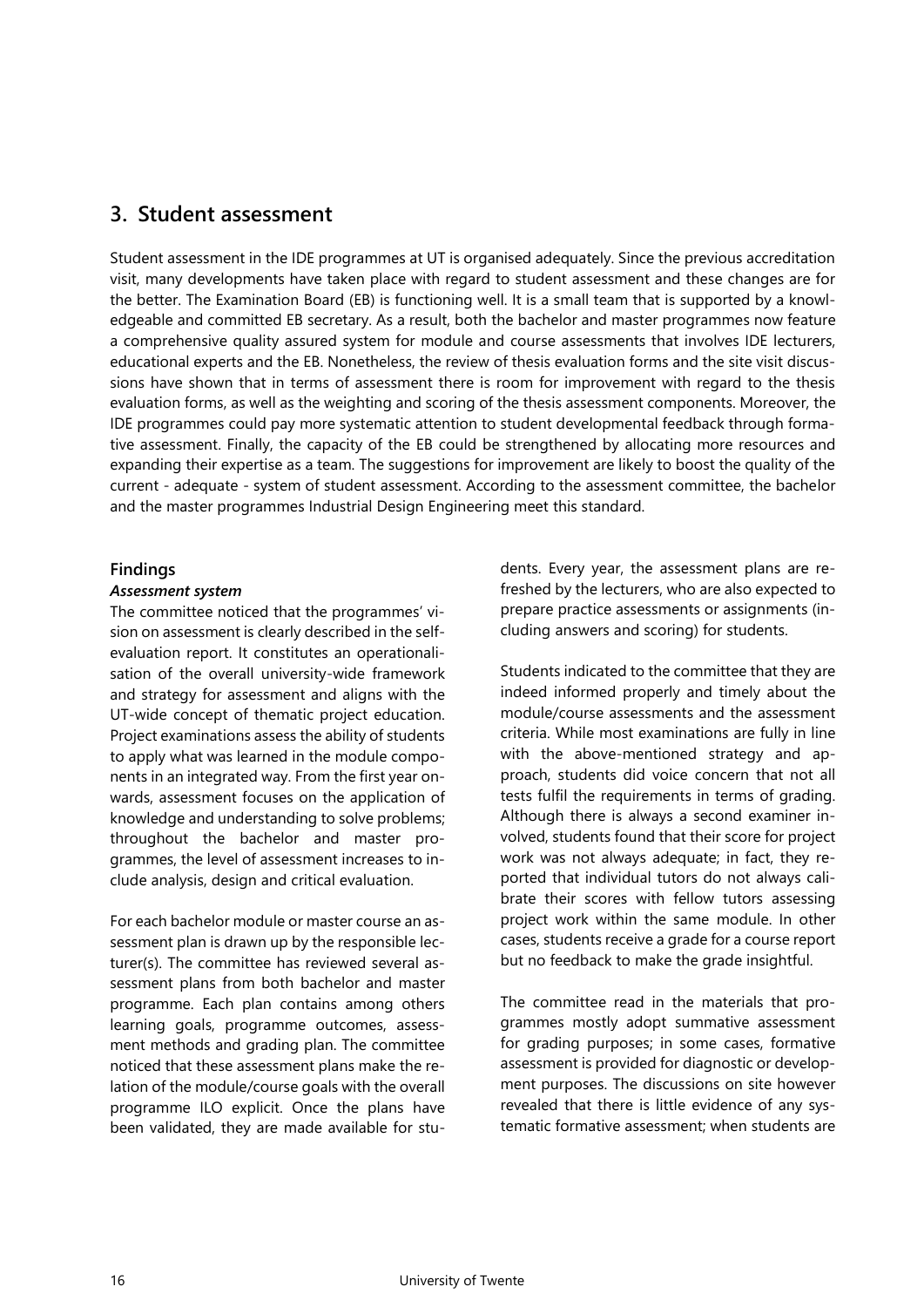## 3. Student assessment

Student assessment in the IDE programmes at UT is organised adequately. Since the previous accreditation visit, many developments have taken place with regard to student assessment and these changes are for the better. The Examination Board (EB) is functioning well. It is a small team that is supported by a knowledgeable and committed EB secretary. As a result, both the bachelor and master programmes now feature a comprehensive quality assured system for module and course assessments that involves IDE lecturers, educational experts and the EB. Nonetheless, the review of thesis evaluation forms and the site visit discussions have shown that in terms of assessment there is room for improvement with regard to the thesis evaluation forms, as well as the weighting and scoring of the thesis assessment components. Moreover, the IDE programmes could pay more systematic attention to student developmental feedback through formative assessment. Finally, the capacity of the EB could be strengthened by allocating more resources and expanding their expertise as a team. The suggestions for improvement are likely to boost the quality of the current - adequate - system of student assessment. According to the assessment committee, the bachelor and the master programmes Industrial Design Engineering meet this standard.

### Findings

#### *Assessment system*

The committee noticed that the programmes' vision on assessment is clearly described in the self-evaluation report. It constitutes an operationalisation of the overall university-wide framework and strategy for assessment and aligns with the UT-wide concept of thematic project education. Project examinations assess the ability of students to apply what was learned in the module components in an integrated way. From the first year onwards, assessment focuses on the application of knowledge and understanding to solve problems; throughout the bachelor and master programmes, the level of assessment increases to include analysis, design and critical evaluation.

For each bachelor module or master course an assessment plan is drawn up by the responsible lecturer(s). The committee has reviewed several assessment plans from both bachelor and master programme. Each plan contains among others learning goals, programme outcomes, assessment methods and grading plan. The committee noticed that these assessment plans make the relation of the module/course goals with the overall programme ILO explicit. Once the plans have been validated, they are made available for students. Every year, the assessment plans are refreshed by the lecturers, who are also expected to prepare practice assessments or assignments (including answers and scoring) for students.

Students indicated to the committee that they are indeed informed properly and timely about the module/course assessments and the assessment criteria. While most examinations are fully in line with the above-mentioned strategy and approach, students did voice concern that not all tests fulfil the requirements in terms of grading. Although there is always a second examiner involved, students found that their score for project work was not always adequate; in fact, they reported that individual tutors do not always calibrate their scores with fellow tutors assessing project work within the same module. In other cases, students receive a grade for a course report but no feedback to make the grade insightful.

The committee read in the materials that programmes mostly adopt summative assessment for grading purposes; in some cases, formative assessment is provided for diagnostic or development purposes. The discussions on site however revealed that there is little evidence of any systematic formative assessment; when students are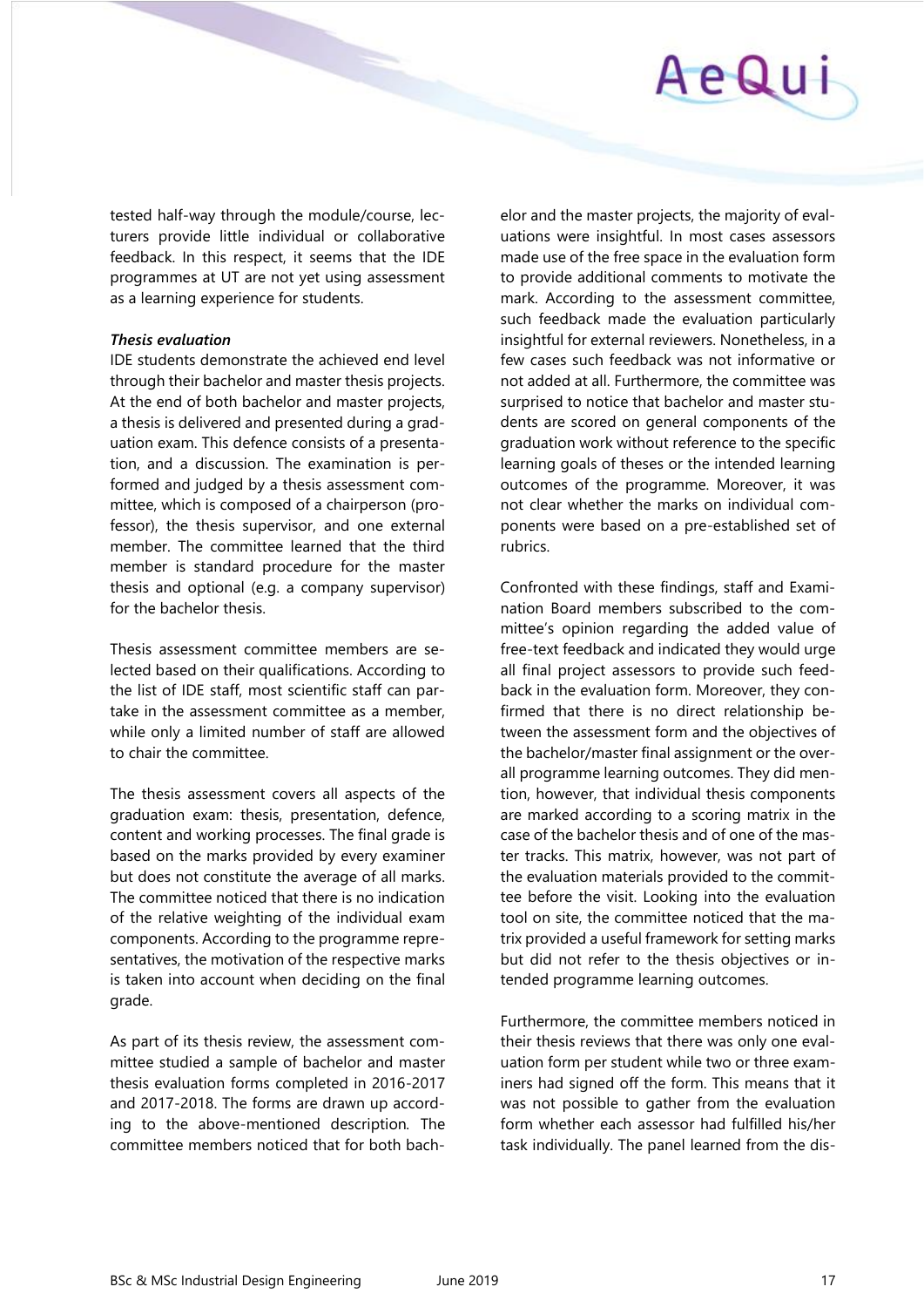tested half-way through the module/course, lecturers provide little individual or collaborative feedback. In this respect, it seems that the IDE programmes at UT are not yet using assessment as a learning experience for students.

***Thesis evaluation***

IDE students demonstrate the achieved end level through their bachelor and master thesis projects. At the end of both bachelor and master projects, a thesis is delivered and presented during a graduation exam. This defence consists of a presentation, and a discussion. The examination is performed and judged by a thesis assessment committee, which is composed of a chairperson (professor), the thesis supervisor, and one external member. The committee learned that the third member is standard procedure for the master thesis and optional (e.g. a company supervisor) for the bachelor thesis.

Thesis assessment committee members are selected based on their qualifications. According to the list of IDE staff, most scientific staff can partake in the assessment committee as a member, while only a limited number of staff are allowed to chair the committee.

The thesis assessment covers all aspects of the graduation exam: thesis, presentation, defence, content and working processes. The final grade is based on the marks provided by every examiner but does not constitute the average of all marks. The committee noticed that there is no indication of the relative weighting of the individual exam components. According to the programme representatives, the motivation of the respective marks is taken into account when deciding on the final grade.

As part of its thesis review, the assessment committee studied a sample of bachelor and master thesis evaluation forms completed in 2016-2017 and 2017-2018. The forms are drawn up according to the above-mentioned description. The committee members noticed that for both bachelor and the master projects, the majority of evaluations were insightful. In most cases assessors made use of the free space in the evaluation form to provide additional comments to motivate the mark. According to the assessment committee, such feedback made the evaluation particularly insightful for external reviewers. Nonetheless, in a few cases such feedback was not informative or not added at all. Furthermore, the committee was surprised to notice that bachelor and master students are scored on general components of the graduation work without reference to the specific learning goals of theses or the intended learning outcomes of the programme. Moreover, it was not clear whether the marks on individual components were based on a pre-established set of rubrics.

Confronted with these findings, staff and Examination Board members subscribed to the committee's opinion regarding the added value of free-text feedback and indicated they would urge all final project assessors to provide such feedback in the evaluation form. Moreover, they confirmed that there is no direct relationship between the assessment form and the objectives of the bachelor/master final assignment or the overall programme learning outcomes. They did mention, however, that individual thesis components are marked according to a scoring matrix in the case of the bachelor thesis and of one of the master tracks. This matrix, however, was not part of the evaluation materials provided to the committee before the visit. Looking into the evaluation tool on site, the committee noticed that the matrix provided a useful framework for setting marks but did not refer to the thesis objectives or intended programme learning outcomes.

Furthermore, the committee members noticed in their thesis reviews that there was only one evaluation form per student while two or three examiners had signed off the form. This means that it was not possible to gather from the evaluation form whether each assessor had fulfilled his/her task individually. The panel learned from the dis-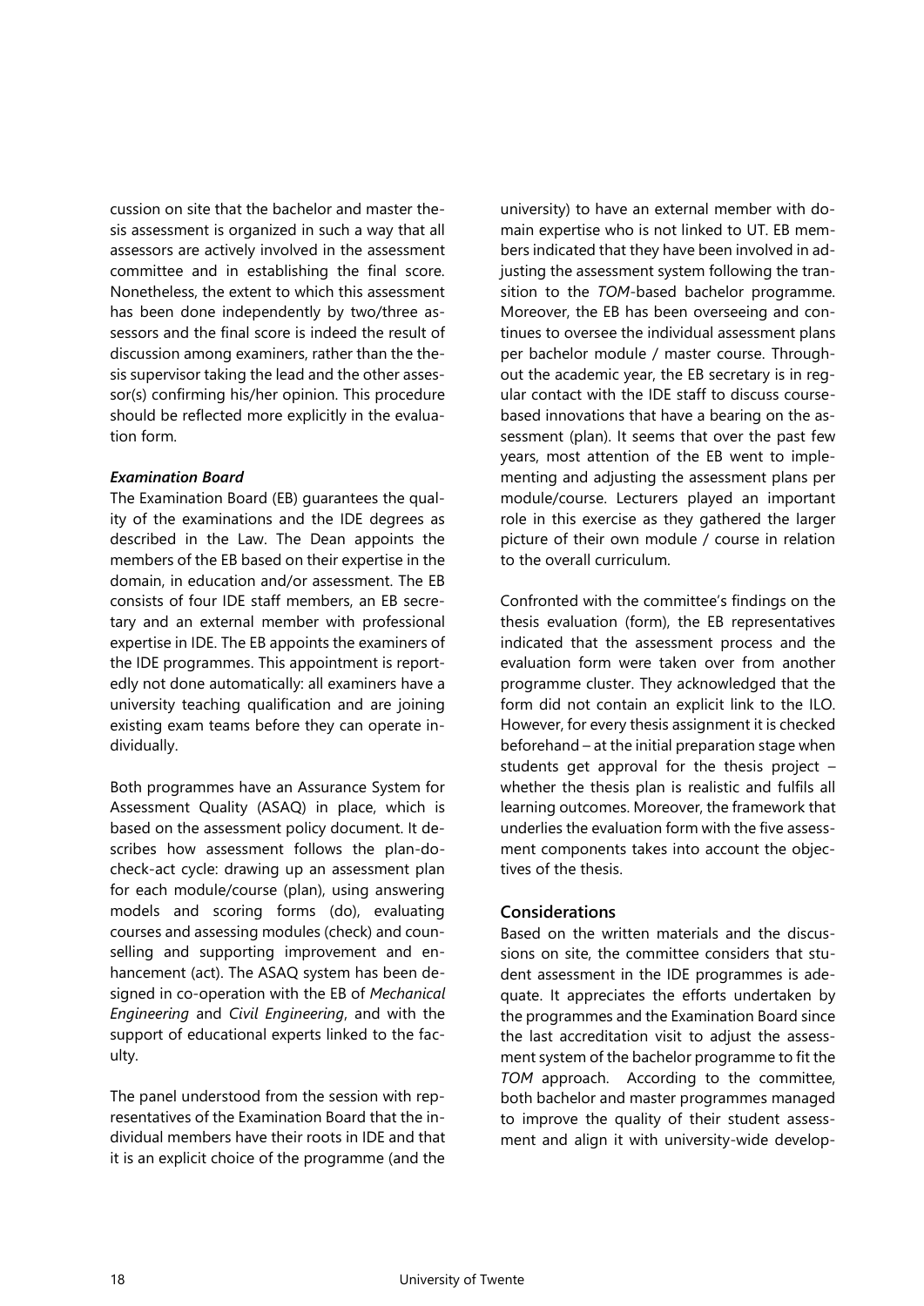cussion on site that the bachelor and master thesis assessment is organized in such a way that all assessors are actively involved in the assessment committee and in establishing the final score. Nonetheless, the extent to which this assessment has been done independently by two/three assessors and the final score is indeed the result of discussion among examiners, rather than the thesis supervisor taking the lead and the other assessor(s) confirming his/her opinion. This procedure should be reflected more explicitly in the evaluation form.

***Examination Board***

The Examination Board (EB) guarantees the quality of the examinations and the IDE degrees as described in the Law. The Dean appoints the members of the EB based on their expertise in the domain, in education and/or assessment. The EB consists of four IDE staff members, an EB secretary and an external member with professional expertise in IDE. The EB appoints the examiners of the IDE programmes. This appointment is reportedly not done automatically: all examiners have a university teaching qualification and are joining existing exam teams before they can operate individually.

Both programmes have an Assurance System for Assessment Quality (ASAQ) in place, which is based on the assessment policy document. It describes how assessment follows the plan-do-check-act cycle: drawing up an assessment plan for each module/course (plan), using answering models and scoring forms (do), evaluating courses and assessing modules (check) and counselling and supporting improvement and enhancement (act). The ASAQ system has been designed in co-operation with the EB of *Mechanical Engineering* and *Civil Engineering*, and with the support of educational experts linked to the faculty.

The panel understood from the session with representatives of the Examination Board that the individual members have their roots in IDE and that it is an explicit choice of the programme (and the university) to have an external member with domain expertise who is not linked to UT. EB members indicated that they have been involved in adjusting the assessment system following the transition to the *TOM*-based bachelor programme. Moreover, the EB has been overseeing and continues to oversee the individual assessment plans per bachelor module / master course. Throughout the academic year, the EB secretary is in regular contact with the IDE staff to discuss course-based innovations that have a bearing on the assessment (plan). It seems that over the past few years, most attention of the EB went to implementing and adjusting the assessment plans per module/course. Lecturers played an important role in this exercise as they gathered the larger picture of their own module / course in relation to the overall curriculum.

Confronted with the committee's findings on the thesis evaluation (form), the EB representatives indicated that the assessment process and the evaluation form were taken over from another programme cluster. They acknowledged that the form did not contain an explicit link to the ILO. However, for every thesis assignment it is checked beforehand – at the initial preparation stage when students get approval for the thesis project – whether the thesis plan is realistic and fulfils all learning outcomes. Moreover, the framework that underlies the evaluation form with the five assessment components takes into account the objectives of the thesis.

## Considerations

Based on the written materials and the discussions on site, the committee considers that student assessment in the IDE programmes is adequate. It appreciates the efforts undertaken by the programmes and the Examination Board since the last accreditation visit to adjust the assessment system of the bachelor programme to fit the *TOM* approach. According to the committee, both bachelor and master programmes managed to improve the quality of their student assessment and align it with university-wide develop-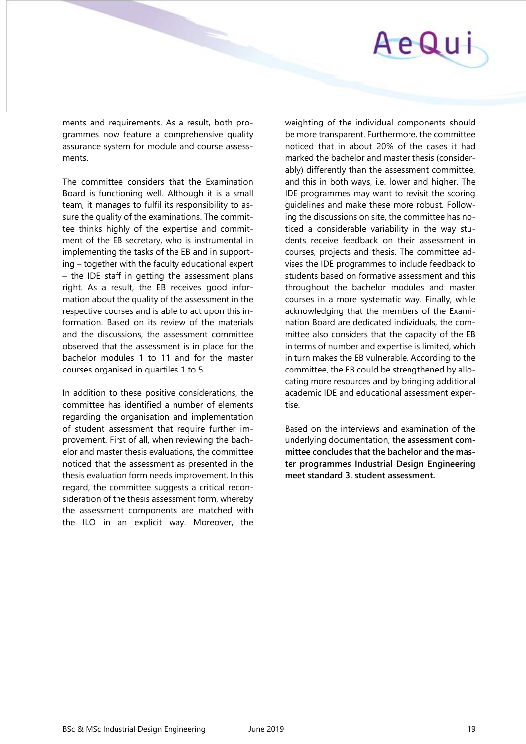ments and requirements. As a result, both programmes now feature a comprehensive quality assurance system for module and course assessments.

The committee considers that the Examination Board is functioning well. Although it is a small team, it manages to fulfil its responsibility to assure the quality of the examinations. The committee thinks highly of the expertise and commitment of the EB secretary, who is instrumental in implementing the tasks of the EB and in supporting – together with the faculty educational expert – the IDE staff in getting the assessment plans right. As a result, the EB receives good information about the quality of the assessment in the respective courses and is able to act upon this information. Based on its review of the materials and the discussions, the assessment committee observed that the assessment is in place for the bachelor modules 1 to 11 and for the master courses organised in quartiles 1 to 5.

In addition to these positive considerations, the committee has identified a number of elements regarding the organisation and implementation of student assessment that require further improvement. First of all, when reviewing the bachelor and master thesis evaluations, the committee noticed that the assessment as presented in the thesis evaluation form needs improvement. In this regard, the committee suggests a critical reconsideration of the thesis assessment form, whereby the assessment components are matched with the ILO in an explicit way. Moreover, the weighting of the individual components should be more transparent. Furthermore, the committee noticed that in about 20% of the cases it had marked the bachelor and master thesis (considerably) differently than the assessment committee, and this in both ways, i.e. lower and higher. The IDE programmes may want to revisit the scoring guidelines and make these more robust. Following the discussions on site, the committee has noticed a considerable variability in the way students receive feedback on their assessment in courses, projects and thesis. The committee advises the IDE programmes to include feedback to students based on formative assessment and this throughout the bachelor modules and master courses in a more systematic way. Finally, while acknowledging that the members of the Examination Board are dedicated individuals, the committee also considers that the capacity of the EB in terms of number and expertise is limited, which in turn makes the EB vulnerable. According to the committee, the EB could be strengthened by allocating more resources and by bringing additional academic IDE and educational assessment expertise.

Based on the interviews and examination of the underlying documentation, **the assessment committee concludes that the bachelor and the master programmes Industrial Design Engineering meet standard 3, student assessment.**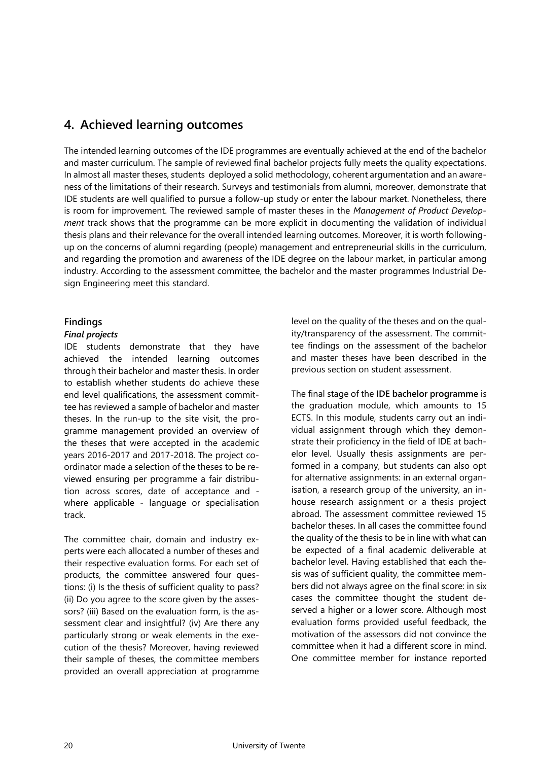## 4. Achieved learning outcomes

The intended learning outcomes of the IDE programmes are eventually achieved at the end of the bachelor and master curriculum. The sample of reviewed final bachelor projects fully meets the quality expectations. In almost all master theses, students deployed a solid methodology, coherent argumentation and an awareness of the limitations of their research. Surveys and testimonials from alumni, moreover, demonstrate that IDE students are well qualified to pursue a follow-up study or enter the labour market. Nonetheless, there is room for improvement. The reviewed sample of master theses in the *Management of Product Development* track shows that the programme can be more explicit in documenting the validation of individual thesis plans and their relevance for the overall intended learning outcomes. Moreover, it is worth following-up on the concerns of alumni regarding (people) management and entrepreneurial skills in the curriculum, and regarding the promotion and awareness of the IDE degree on the labour market, in particular among industry. According to the assessment committee, the bachelor and the master programmes Industrial Design Engineering meet this standard.

### Findings

#### *Final projects*

IDE students demonstrate that they have achieved the intended learning outcomes through their bachelor and master thesis. In order to establish whether students do achieve these end level qualifications, the assessment committee has reviewed a sample of bachelor and master theses. In the run-up to the site visit, the programme management provided an overview of the theses that were accepted in the academic years 2016-2017 and 2017-2018. The project coordinator made a selection of the theses to be reviewed ensuring per programme a fair distribution across scores, date of acceptance and - where applicable - language or specialisation track.

The committee chair, domain and industry experts were each allocated a number of theses and their respective evaluation forms. For each set of products, the committee answered four questions: (i) Is the thesis of sufficient quality to pass? (ii) Do you agree to the score given by the assessors? (iii) Based on the evaluation form, is the assessment clear and insightful? (iv) Are there any particularly strong or weak elements in the execution of the thesis? Moreover, having reviewed their sample of theses, the committee members provided an overall appreciation at programme level on the quality of the theses and on the quality/transparency of the assessment. The committee findings on the assessment of the bachelor and master theses have been described in the previous section on student assessment.

The final stage of the **IDE bachelor programme** is the graduation module, which amounts to 15 ECTS. In this module, students carry out an individual assignment through which they demonstrate their proficiency in the field of IDE at bachelor level. Usually thesis assignments are performed in a company, but students can also opt for alternative assignments: in an external organisation, a research group of the university, an in-house research assignment or a thesis project abroad. The assessment committee reviewed 15 bachelor theses. In all cases the committee found the quality of the thesis to be in line with what can be expected of a final academic deliverable at bachelor level. Having established that each thesis was of sufficient quality, the committee members did not always agree on the final score: in six cases the committee thought the student deserved a higher or a lower score. Although most evaluation forms provided useful feedback, the motivation of the assessors did not convince the committee when it had a different score in mind. One committee member for instance reported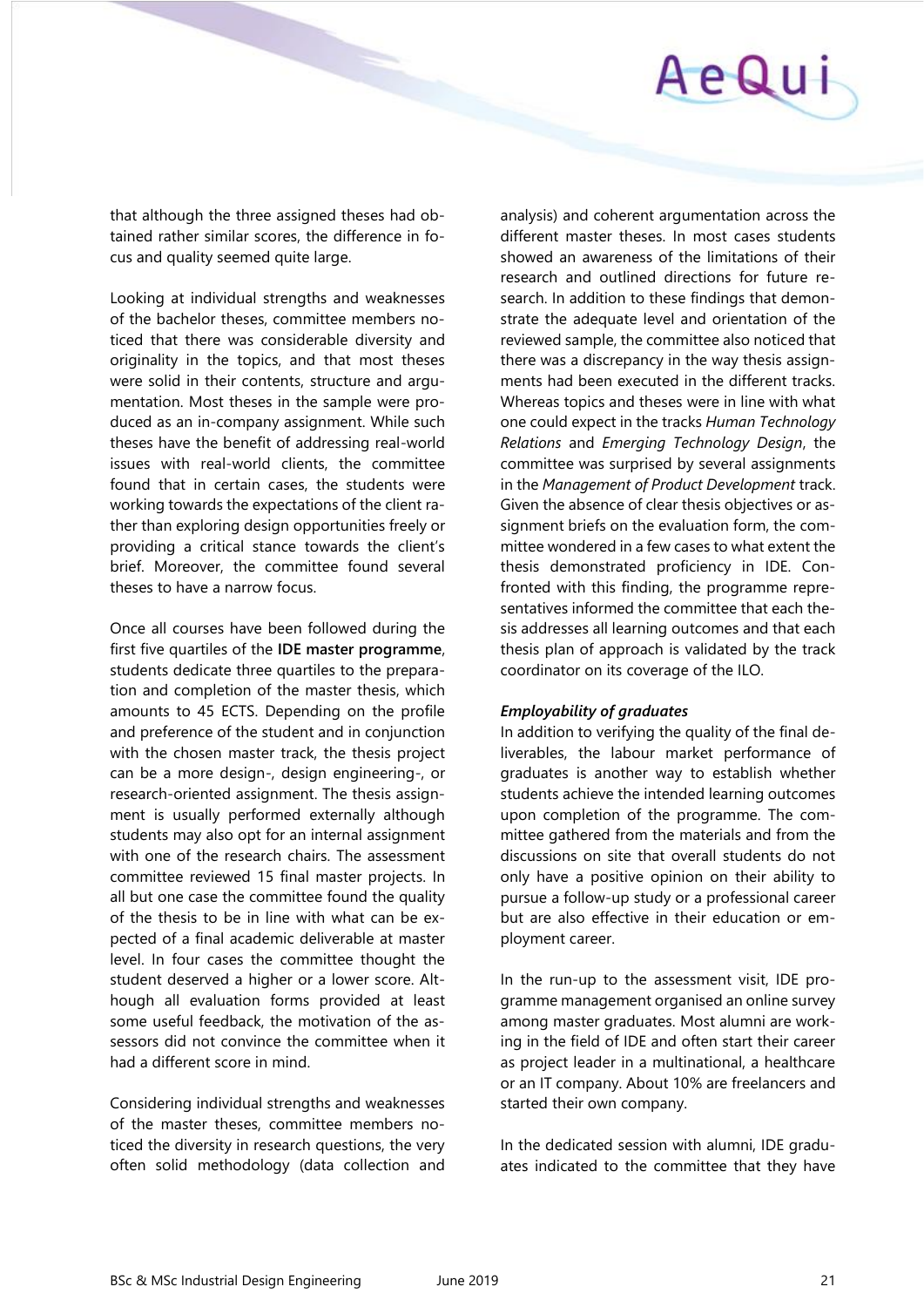that although the three assigned theses had obtained rather similar scores, the difference in focus and quality seemed quite large.

Looking at individual strengths and weaknesses of the bachelor theses, committee members noticed that there was considerable diversity and originality in the topics, and that most theses were solid in their contents, structure and argumentation. Most theses in the sample were produced as an in-company assignment. While such theses have the benefit of addressing real-world issues with real-world clients, the committee found that in certain cases, the students were working towards the expectations of the client rather than exploring design opportunities freely or providing a critical stance towards the client's brief. Moreover, the committee found several theses to have a narrow focus.

Once all courses have been followed during the first five quartiles of the **IDE master programme**, students dedicate three quartiles to the preparation and completion of the master thesis, which amounts to 45 ECTS. Depending on the profile and preference of the student and in conjunction with the chosen master track, the thesis project can be a more design-, design engineering-, or research-oriented assignment. The thesis assignment is usually performed externally although students may also opt for an internal assignment with one of the research chairs. The assessment committee reviewed 15 final master projects. In all but one case the committee found the quality of the thesis to be in line with what can be expected of a final academic deliverable at master level. In four cases the committee thought the student deserved a higher or a lower score. Although all evaluation forms provided at least some useful feedback, the motivation of the assessors did not convince the committee when it had a different score in mind.

Considering individual strengths and weaknesses of the master theses, committee members noticed the diversity in research questions, the very often solid methodology (data collection and analysis) and coherent argumentation across the different master theses. In most cases students showed an awareness of the limitations of their research and outlined directions for future research. In addition to these findings that demonstrate the adequate level and orientation of the reviewed sample, the committee also noticed that there was a discrepancy in the way thesis assignments had been executed in the different tracks. Whereas topics and theses were in line with what one could expect in the tracks *Human Technology Relations* and *Emerging Technology Design*, the committee was surprised by several assignments in the *Management of Product Development* track. Given the absence of clear thesis objectives or assignment briefs on the evaluation form, the committee wondered in a few cases to what extent the thesis demonstrated proficiency in IDE. Confronted with this finding, the programme representatives informed the committee that each thesis addresses all learning outcomes and that each thesis plan of approach is validated by the track coordinator on its coverage of the ILO.

***Employability of graduates***

In addition to verifying the quality of the final deliverables, the labour market performance of graduates is another way to establish whether students achieve the intended learning outcomes upon completion of the programme. The committee gathered from the materials and from the discussions on site that overall students do not only have a positive opinion on their ability to pursue a follow-up study or a professional career but are also effective in their education or employment career.

In the run-up to the assessment visit, IDE programme management organised an online survey among master graduates. Most alumni are working in the field of IDE and often start their career as project leader in a multinational, a healthcare or an IT company. About 10% are freelancers and started their own company.

In the dedicated session with alumni, IDE graduates indicated to the committee that they have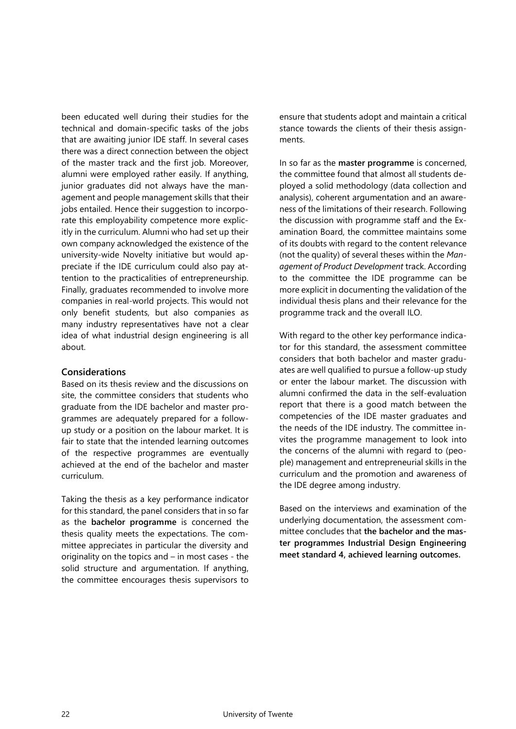been educated well during their studies for the technical and domain-specific tasks of the jobs that are awaiting junior IDE staff. In several cases there was a direct connection between the object of the master track and the first job. Moreover, alumni were employed rather easily. If anything, junior graduates did not always have the management and people management skills that their jobs entailed. Hence their suggestion to incorporate this employability competence more explicitly in the curriculum. Alumni who had set up their own company acknowledged the existence of the university-wide Novelty initiative but would appreciate if the IDE curriculum could also pay attention to the practicalities of entrepreneurship. Finally, graduates recommended to involve more companies in real-world projects. This would not only benefit students, but also companies as many industry representatives have not a clear idea of what industrial design engineering is all about.

### Considerations

Based on its thesis review and the discussions on site, the committee considers that students who graduate from the IDE bachelor and master programmes are adequately prepared for a follow-up study or a position on the labour market. It is fair to state that the intended learning outcomes of the respective programmes are eventually achieved at the end of the bachelor and master curriculum.

Taking the thesis as a key performance indicator for this standard, the panel considers that in so far as the **bachelor programme** is concerned the thesis quality meets the expectations. The committee appreciates in particular the diversity and originality on the topics and – in most cases - the solid structure and argumentation. If anything, the committee encourages thesis supervisors to ensure that students adopt and maintain a critical stance towards the clients of their thesis assignments.

In so far as the **master programme** is concerned, the committee found that almost all students deployed a solid methodology (data collection and analysis), coherent argumentation and an awareness of the limitations of their research. Following the discussion with programme staff and the Examination Board, the committee maintains some of its doubts with regard to the content relevance (not the quality) of several theses within the *Management of Product Development* track. According to the committee the IDE programme can be more explicit in documenting the validation of the individual thesis plans and their relevance for the programme track and the overall ILO.

With regard to the other key performance indicator for this standard, the assessment committee considers that both bachelor and master graduates are well qualified to pursue a follow-up study or enter the labour market. The discussion with alumni confirmed the data in the self-evaluation report that there is a good match between the competencies of the IDE master graduates and the needs of the IDE industry. The committee invites the programme management to look into the concerns of the alumni with regard to (people) management and entrepreneurial skills in the curriculum and the promotion and awareness of the IDE degree among industry.

Based on the interviews and examination of the underlying documentation, the assessment committee concludes that **the bachelor and the master programmes Industrial Design Engineering meet standard 4, achieved learning outcomes.**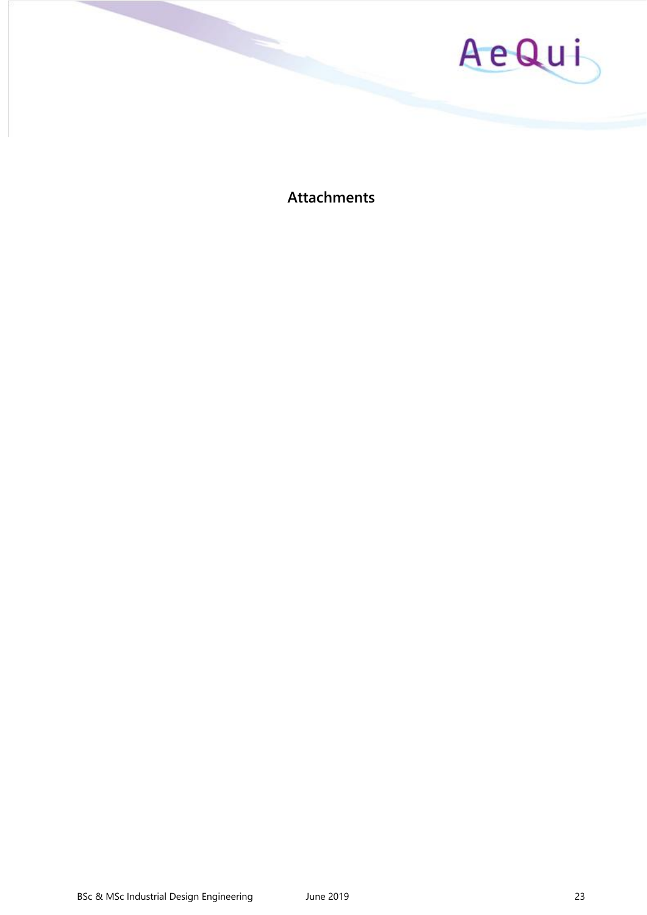# Attachments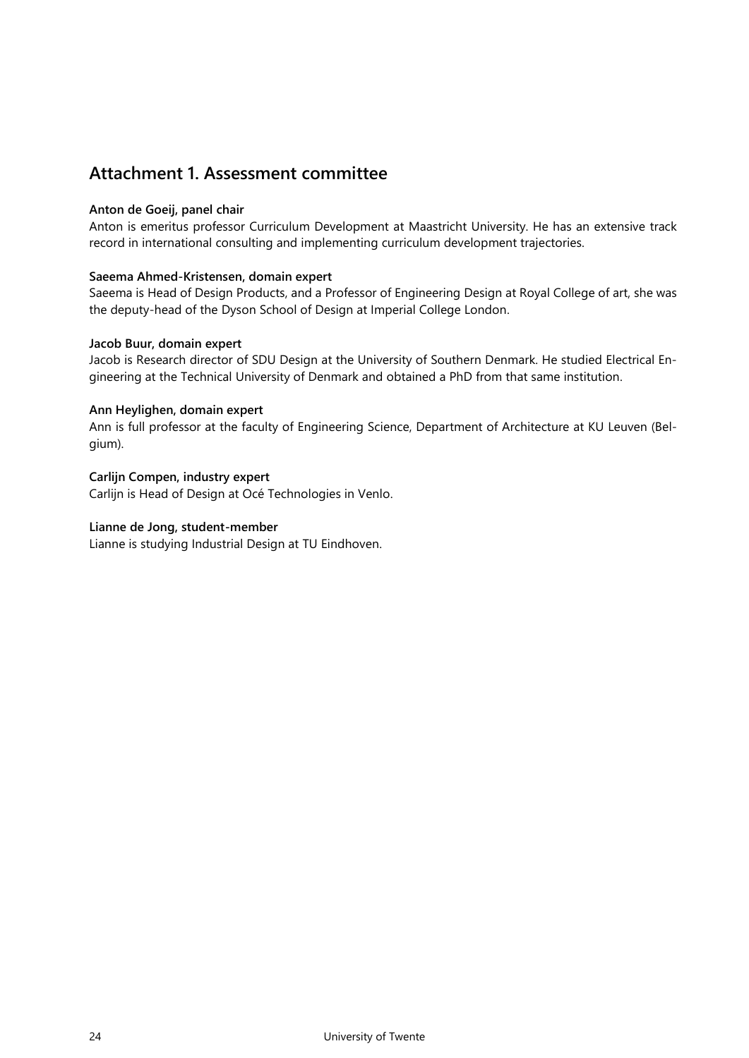## Attachment 1. Assessment committee

**Anton de Goeij, panel chair**
Anton is emeritus professor Curriculum Development at Maastricht University. He has an extensive track record in international consulting and implementing curriculum development trajectories.

**Saeema Ahmed-Kristensen, domain expert**
Saeema is Head of Design Products, and a Professor of Engineering Design at Royal College of art, she was the deputy-head of the Dyson School of Design at Imperial College London.

**Jacob Buur, domain expert**
Jacob is Research director of SDU Design at the University of Southern Denmark. He studied Electrical Engineering at the Technical University of Denmark and obtained a PhD from that same institution.

**Ann Heylighen, domain expert**
Ann is full professor at the faculty of Engineering Science, Department of Architecture at KU Leuven (Belgium).

**Carlijn Compen, industry expert**
Carlijn is Head of Design at Océ Technologies in Venlo.

**Lianne de Jong, student-member**
Lianne is studying Industrial Design at TU Eindhoven.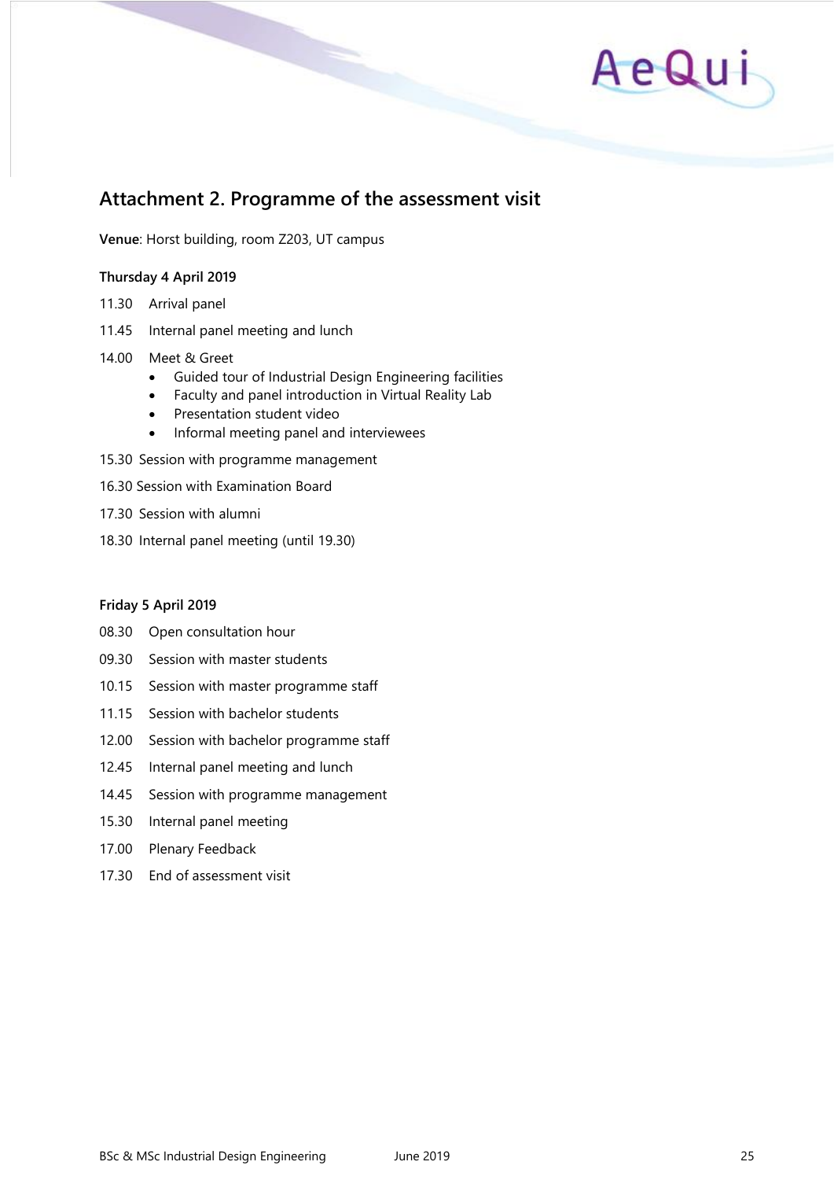## Attachment 2. Programme of the assessment visit

**Venue**: Horst building, room Z203, UT campus

**Thursday 4 April 2019**

11.30 Arrival panel

11.45 Internal panel meeting and lunch

14.00 Meet & Greet

- Guided tour of Industrial Design Engineering facilities
- Faculty and panel introduction in Virtual Reality Lab
- Presentation student video
- Informal meeting panel and interviewees

15.30 Session with programme management

16.30 Session with Examination Board

17.30 Session with alumni

18.30 Internal panel meeting (until 19.30)

**Friday 5 April 2019**

08.30 Open consultation hour

09.30 Session with master students

10.15 Session with master programme staff

11.15 Session with bachelor students

12.00 Session with bachelor programme staff

12.45 Internal panel meeting and lunch

14.45 Session with programme management

15.30 Internal panel meeting

17.00 Plenary Feedback

17.30 End of assessment visit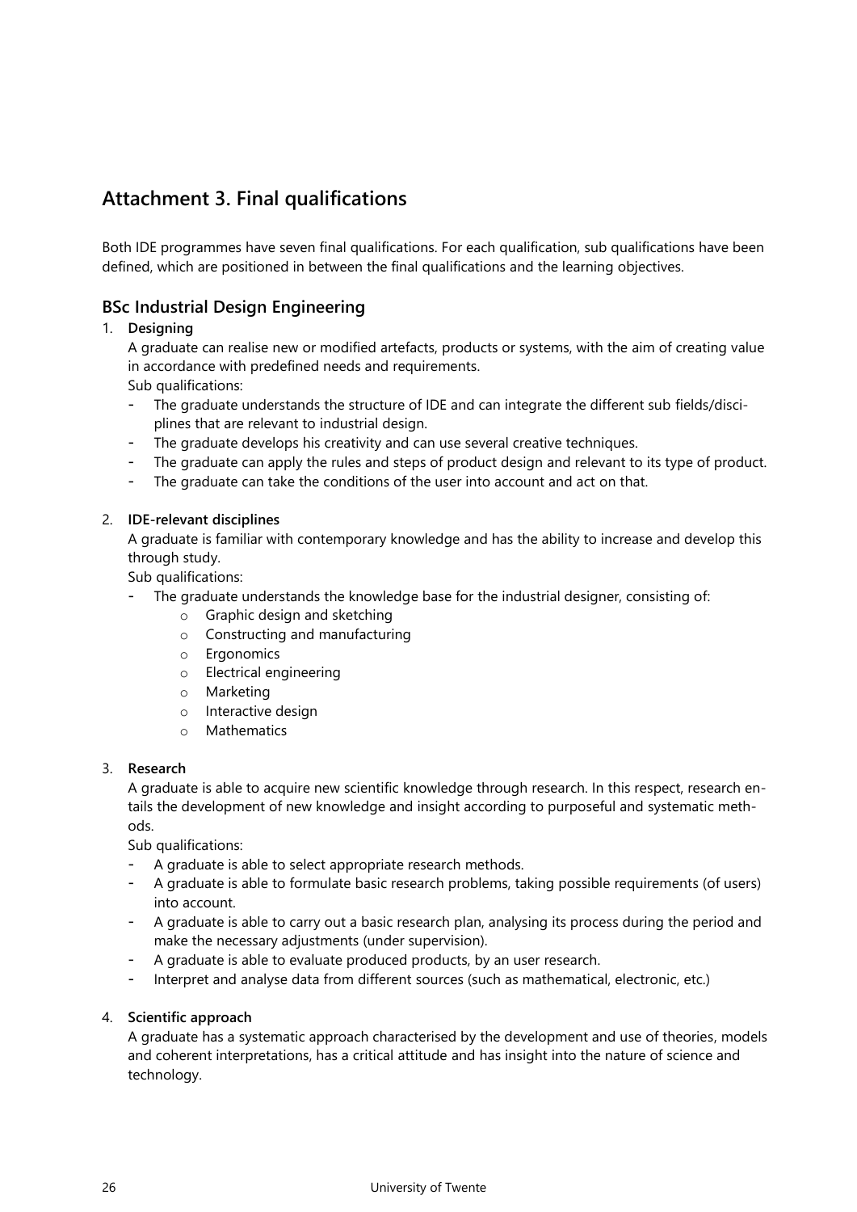## Attachment 3. Final qualifications

Both IDE programmes have seven final qualifications. For each qualification, sub qualifications have been defined, which are positioned in between the final qualifications and the learning objectives.

### BSc Industrial Design Engineering

1. **Designing**
   A graduate can realise new or modified artefacts, products or systems, with the aim of creating value in accordance with predefined needs and requirements.
   Sub qualifications:
   - The graduate understands the structure of IDE and can integrate the different sub fields/disciplines that are relevant to industrial design.
   - The graduate develops his creativity and can use several creative techniques.
   - The graduate can apply the rules and steps of product design and relevant to its type of product.
   - The graduate can take the conditions of the user into account and act on that.

2. **IDE-relevant disciplines**
   A graduate is familiar with contemporary knowledge and has the ability to increase and develop this through study.
   Sub qualifications:
   - The graduate understands the knowledge base for the industrial designer, consisting of:
     - Graphic design and sketching
     - Constructing and manufacturing
     - Ergonomics
     - Electrical engineering
     - Marketing
     - Interactive design
     - Mathematics

3. **Research**
   A graduate is able to acquire new scientific knowledge through research. In this respect, research entails the development of new knowledge and insight according to purposeful and systematic methods.
   Sub qualifications:
   - A graduate is able to select appropriate research methods.
   - A graduate is able to formulate basic research problems, taking possible requirements (of users) into account.
   - A graduate is able to carry out a basic research plan, analysing its process during the period and make the necessary adjustments (under supervision).
   - A graduate is able to evaluate produced products, by an user research.
   - Interpret and analyse data from different sources (such as mathematical, electronic, etc.)

4. **Scientific approach**
   A graduate has a systematic approach characterised by the development and use of theories, models and coherent interpretations, has a critical attitude and has insight into the nature of science and technology.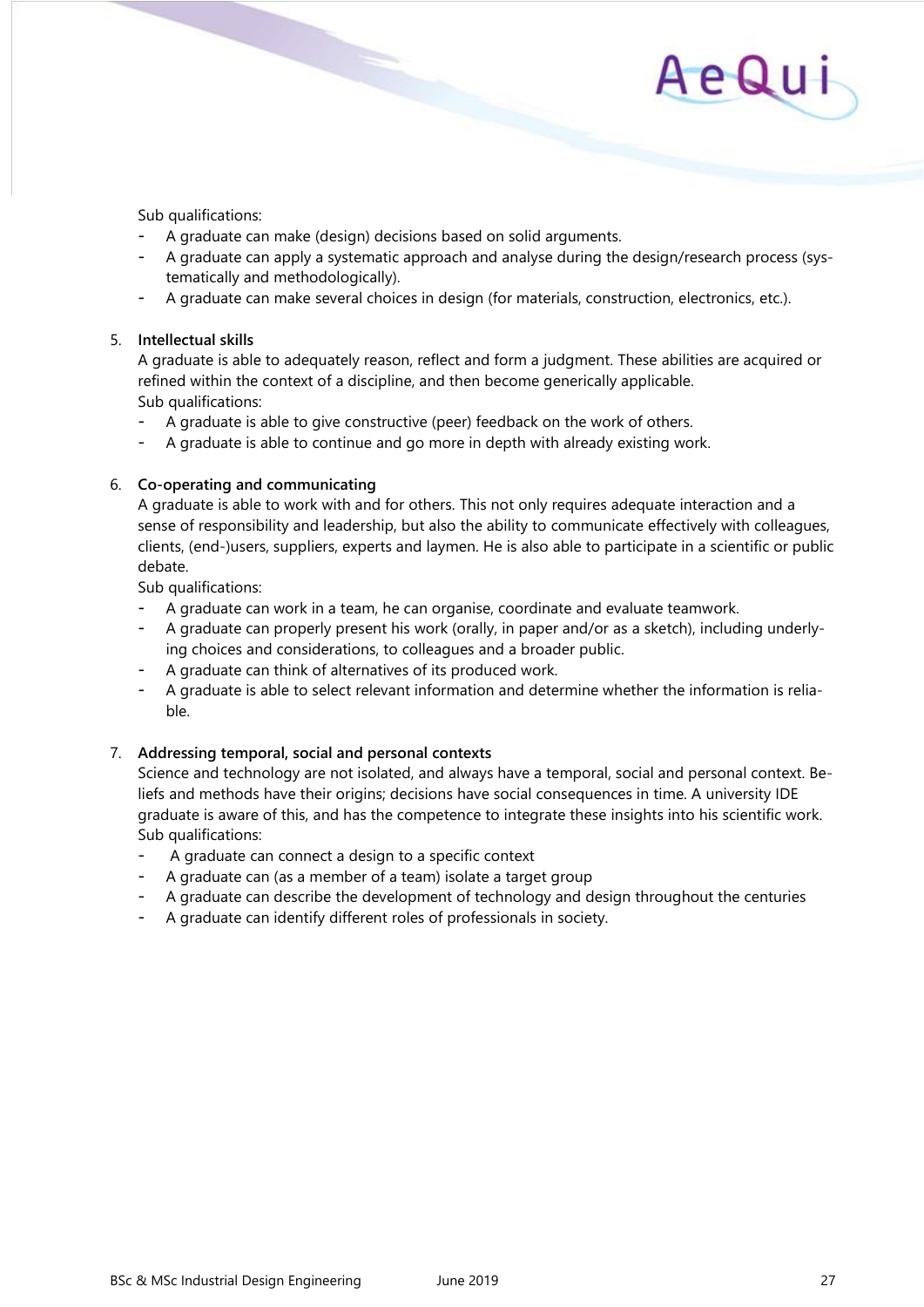Sub qualifications:

- A graduate can make (design) decisions based on solid arguments.
- A graduate can apply a systematic approach and analyse during the design/research process (systematically and methodologically).
- A graduate can make several choices in design (for materials, construction, electronics, etc.).

5. **Intellectual skills**

   A graduate is able to adequately reason, reflect and form a judgment. These abilities are acquired or refined within the context of a discipline, and then become generically applicable.

   Sub qualifications:

   - A graduate is able to give constructive (peer) feedback on the work of others.
   - A graduate is able to continue and go more in depth with already existing work.

6. **Co-operating and communicating**

   A graduate is able to work with and for others. This not only requires adequate interaction and a sense of responsibility and leadership, but also the ability to communicate effectively with colleagues, clients, (end-)users, suppliers, experts and laymen. He is also able to participate in a scientific or public debate.

   Sub qualifications:

   - A graduate can work in a team, he can organise, coordinate and evaluate teamwork.
   - A graduate can properly present his work (orally, in paper and/or as a sketch), including underlying choices and considerations, to colleagues and a broader public.
   - A graduate can think of alternatives of its produced work.
   - A graduate is able to select relevant information and determine whether the information is reliable.

7. **Addressing temporal, social and personal contexts**

   Science and technology are not isolated, and always have a temporal, social and personal context. Beliefs and methods have their origins; decisions have social consequences in time. A university IDE graduate is aware of this, and has the competence to integrate these insights into his scientific work.

   Sub qualifications:

   - A graduate can connect a design to a specific context
   - A graduate can (as a member of a team) isolate a target group
   - A graduate can describe the development of technology and design throughout the centuries
   - A graduate can identify different roles of professionals in society.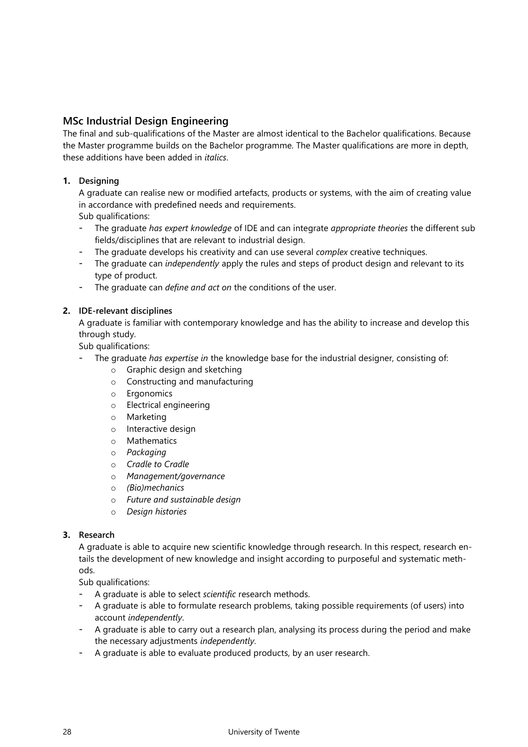## MSc Industrial Design Engineering

The final and sub-qualifications of the Master are almost identical to the Bachelor qualifications. Because the Master programme builds on the Bachelor programme. The Master qualifications are more in depth, these additions have been added in *italics*.

1. **Designing**
   A graduate can realise new or modified artefacts, products or systems, with the aim of creating value in accordance with predefined needs and requirements.
   Sub qualifications:
   - The graduate *has expert knowledge* of IDE and can integrate *appropriate theories* the different sub fields/disciplines that are relevant to industrial design.
   - The graduate develops his creativity and can use several *complex* creative techniques.
   - The graduate can *independently* apply the rules and steps of product design and relevant to its type of product.
   - The graduate can *define and act on* the conditions of the user.

2. **IDE-relevant disciplines**
   A graduate is familiar with contemporary knowledge and has the ability to increase and develop this through study.
   Sub qualifications:
   - The graduate *has expertise in* the knowledge base for the industrial designer, consisting of:
     - Graphic design and sketching
     - Constructing and manufacturing
     - Ergonomics
     - Electrical engineering
     - Marketing
     - Interactive design
     - Mathematics
     - *Packaging*
     - *Cradle to Cradle*
     - *Management/governance*
     - *(Bio)mechanics*
     - *Future and sustainable design*
     - *Design histories*

3. **Research**
   A graduate is able to acquire new scientific knowledge through research. In this respect, research entails the development of new knowledge and insight according to purposeful and systematic methods.
   Sub qualifications:
   - A graduate is able to select *scientific* research methods.
   - A graduate is able to formulate research problems, taking possible requirements (of users) into account *independently*.
   - A graduate is able to carry out a research plan, analysing its process during the period and make the necessary adjustments *independently*.
   - A graduate is able to evaluate produced products, by an user research.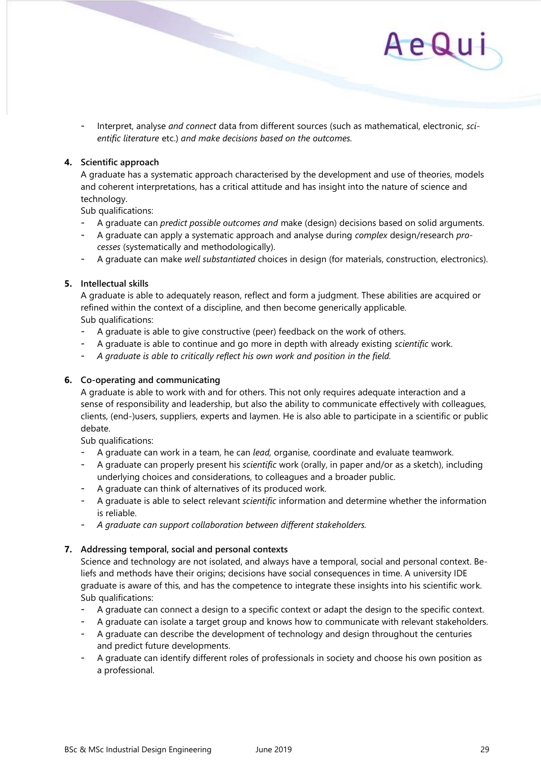- Interpret, analyse *and connect* data from different sources (such as mathematical, electronic, *scientific literature* etc.) *and make decisions based on the outcomes.*

**4. Scientific approach**

A graduate has a systematic approach characterised by the development and use of theories, models and coherent interpretations, has a critical attitude and has insight into the nature of science and technology.

Sub qualifications:

- A graduate can *predict possible outcomes and* make (design) decisions based on solid arguments.
- A graduate can apply a systematic approach and analyse during *complex* design/research *processes* (systematically and methodologically).
- A graduate can make *well substantiated* choices in design (for materials, construction, electronics).

**5. Intellectual skills**

A graduate is able to adequately reason, reflect and form a judgment. These abilities are acquired or refined within the context of a discipline, and then become generically applicable.

Sub qualifications:

- A graduate is able to give constructive (peer) feedback on the work of others.
- A graduate is able to continue and go more in depth with already existing *scientific* work.
- *A graduate is able to critically reflect his own work and position in the field.*

**6. Co-operating and communicating**

A graduate is able to work with and for others. This not only requires adequate interaction and a sense of responsibility and leadership, but also the ability to communicate effectively with colleagues, clients, (end-)users, suppliers, experts and laymen. He is also able to participate in a scientific or public debate.

Sub qualifications:

- A graduate can work in a team, he can *lead,* organise, coordinate and evaluate teamwork.
- A graduate can properly present his *scientific* work (orally, in paper and/or as a sketch), including underlying choices and considerations, to colleagues and a broader public.
- A graduate can think of alternatives of its produced work.
- A graduate is able to select relevant *scientific* information and determine whether the information is reliable.
- *A graduate can support collaboration between different stakeholders.*

**7. Addressing temporal, social and personal contexts**

Science and technology are not isolated, and always have a temporal, social and personal context. Beliefs and methods have their origins; decisions have social consequences in time. A university IDE graduate is aware of this, and has the competence to integrate these insights into his scientific work.

Sub qualifications:

- A graduate can connect a design to a specific context or adapt the design to the specific context.
- A graduate can isolate a target group and knows how to communicate with relevant stakeholders.
- A graduate can describe the development of technology and design throughout the centuries and predict future developments.
- A graduate can identify different roles of professionals in society and choose his own position as a professional.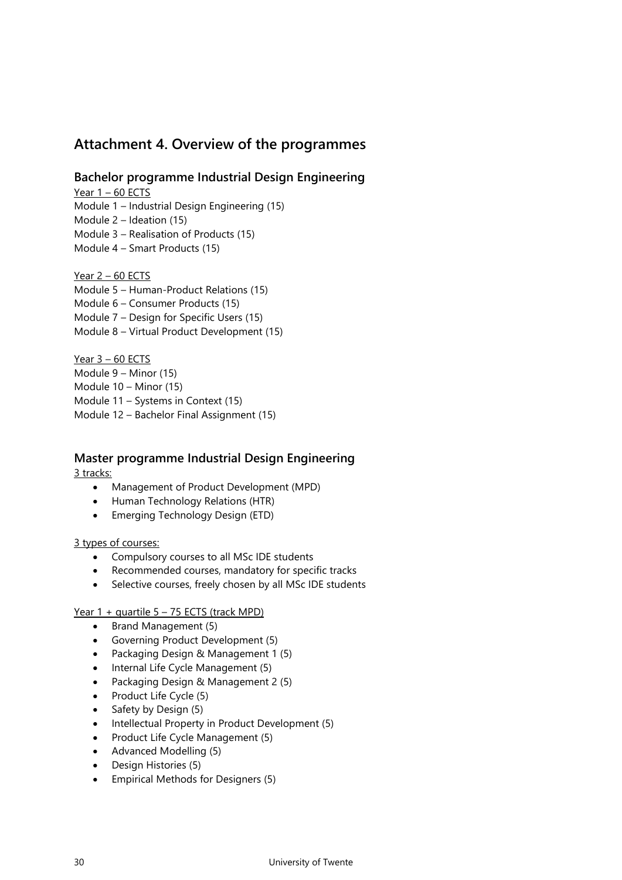# Attachment 4. Overview of the programmes

## Bachelor programme Industrial Design Engineering

Year 1 – 60 ECTS
Module 1 – Industrial Design Engineering (15)
Module 2 – Ideation (15)
Module 3 – Realisation of Products (15)
Module 4 – Smart Products (15)

Year 2 – 60 ECTS
Module 5 – Human-Product Relations (15)
Module 6 – Consumer Products (15)
Module 7 – Design for Specific Users (15)
Module 8 – Virtual Product Development (15)

Year 3 – 60 ECTS
Module 9 – Minor (15)
Module 10 – Minor (15)
Module 11 – Systems in Context (15)
Module 12 – Bachelor Final Assignment (15)

## Master programme Industrial Design Engineering

3 tracks:

- Management of Product Development (MPD)
- Human Technology Relations (HTR)
- Emerging Technology Design (ETD)

3 types of courses:

- Compulsory courses to all MSc IDE students
- Recommended courses, mandatory for specific tracks
- Selective courses, freely chosen by all MSc IDE students

Year 1 + quartile 5 – 75 ECTS (track MPD)

- Brand Management (5)
- Governing Product Development (5)
- Packaging Design & Management 1 (5)
- Internal Life Cycle Management (5)
- Packaging Design & Management 2 (5)
- Product Life Cycle (5)
- Safety by Design (5)
- Intellectual Property in Product Development (5)
- Product Life Cycle Management (5)
- Advanced Modelling (5)
- Design Histories (5)
- Empirical Methods for Designers (5)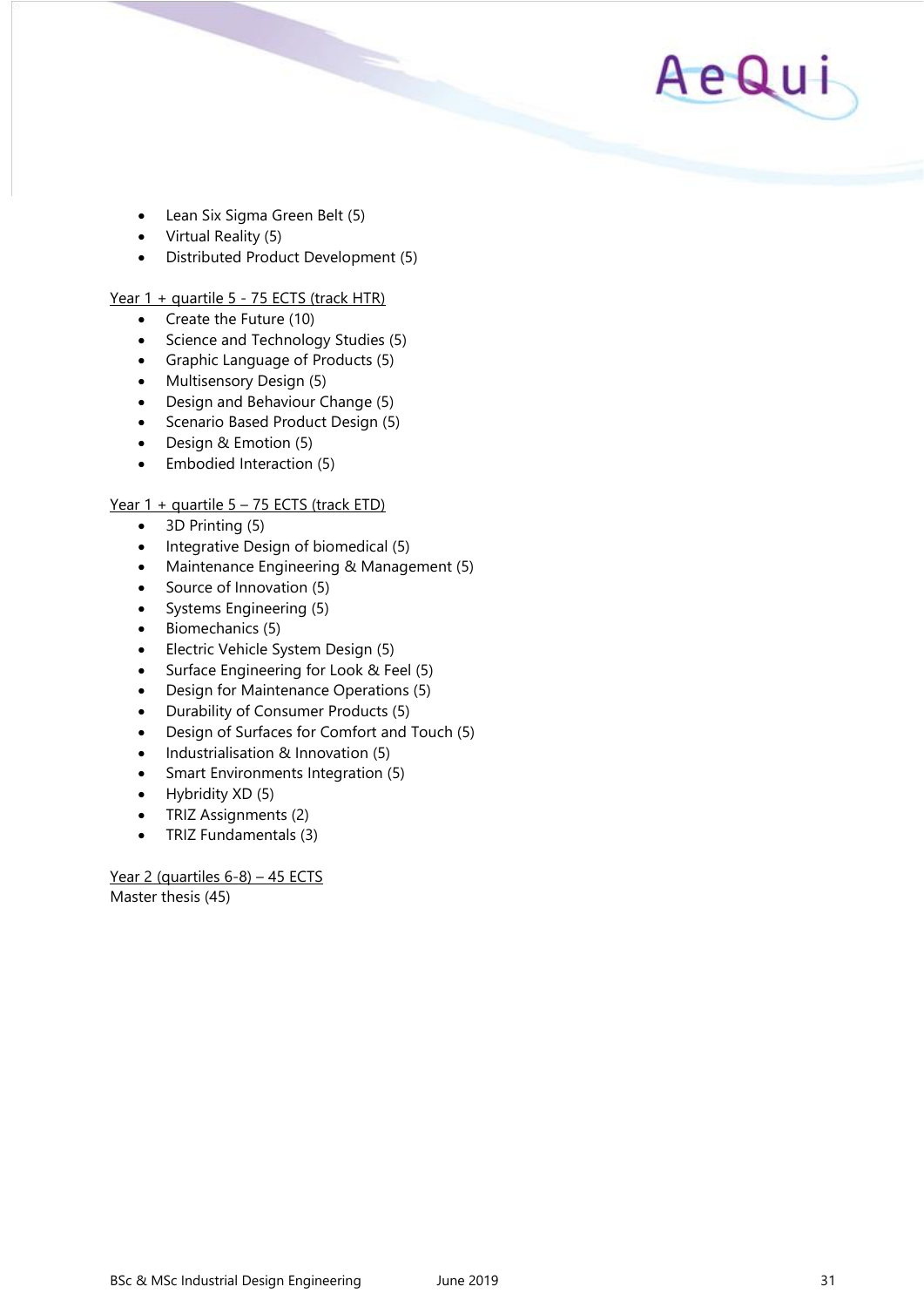- Lean Six Sigma Green Belt (5)
- Virtual Reality (5)
- Distributed Product Development (5)

<u>Year 1 + quartile 5 - 75 ECTS (track HTR)</u>

- Create the Future (10)
- Science and Technology Studies (5)
- Graphic Language of Products (5)
- Multisensory Design (5)
- Design and Behaviour Change (5)
- Scenario Based Product Design (5)
- Design & Emotion (5)
- Embodied Interaction (5)

<u>Year 1 + quartile 5 – 75 ECTS (track ETD)</u>

- 3D Printing (5)
- Integrative Design of biomedical (5)
- Maintenance Engineering & Management (5)
- Source of Innovation (5)
- Systems Engineering (5)
- Biomechanics (5)
- Electric Vehicle System Design (5)
- Surface Engineering for Look & Feel (5)
- Design for Maintenance Operations (5)
- Durability of Consumer Products (5)
- Design of Surfaces for Comfort and Touch (5)
- Industrialisation & Innovation (5)
- Smart Environments Integration (5)
- Hybridity XD (5)
- TRIZ Assignments (2)
- TRIZ Fundamentals (3)

<u>Year 2 (quartiles 6-8) – 45 ECTS</u>

Master thesis (45)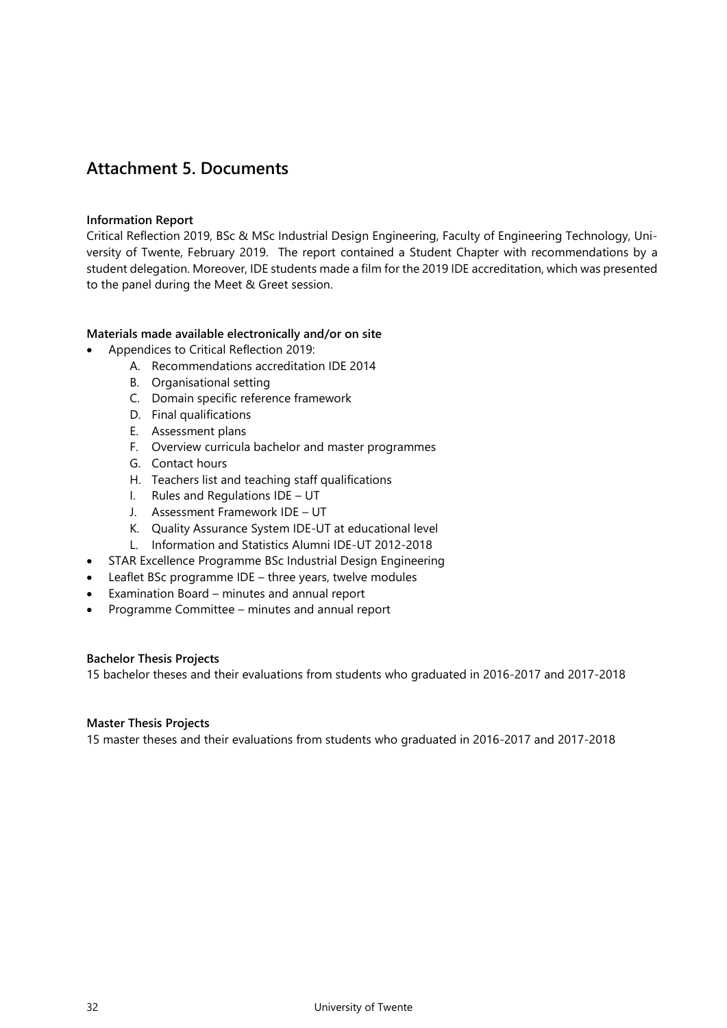## Attachment 5. Documents

**Information Report**

Critical Reflection 2019, BSc & MSc Industrial Design Engineering, Faculty of Engineering Technology, University of Twente, February 2019. The report contained a Student Chapter with recommendations by a student delegation. Moreover, IDE students made a film for the 2019 IDE accreditation, which was presented to the panel during the Meet & Greet session.

**Materials made available electronically and/or on site**

- Appendices to Critical Reflection 2019:
    - A. Recommendations accreditation IDE 2014
    - B. Organisational setting
    - C. Domain specific reference framework
    - D. Final qualifications
    - E. Assessment plans
    - F. Overview curricula bachelor and master programmes
    - G. Contact hours
    - H. Teachers list and teaching staff qualifications
    - I. Rules and Regulations IDE – UT
    - J. Assessment Framework IDE – UT
    - K. Quality Assurance System IDE-UT at educational level
    - L. Information and Statistics Alumni IDE-UT 2012-2018
- STAR Excellence Programme BSc Industrial Design Engineering
- Leaflet BSc programme IDE – three years, twelve modules
- Examination Board – minutes and annual report
- Programme Committee – minutes and annual report

**Bachelor Thesis Projects**

15 bachelor theses and their evaluations from students who graduated in 2016-2017 and 2017-2018

**Master Thesis Projects**

15 master theses and their evaluations from students who graduated in 2016-2017 and 2017-2018